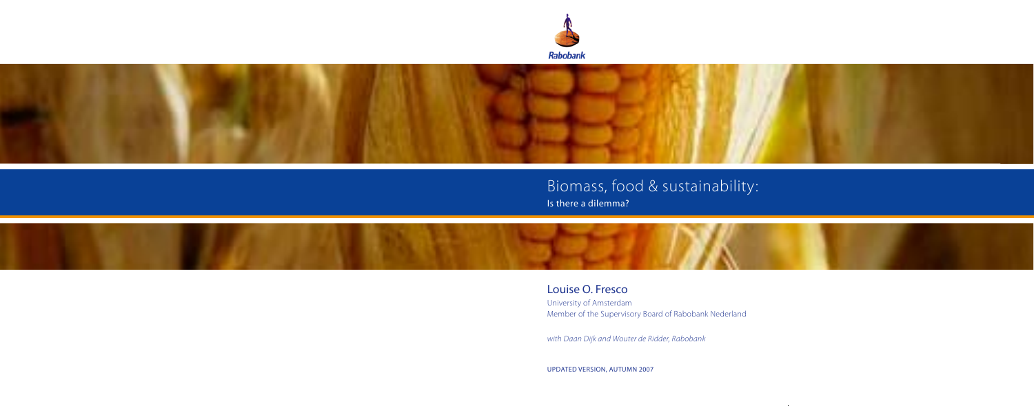Rabobank

# Biomass, food & sustainability:

## Is there a dilemma?

Louise O. Fresco

University of Amsterdam
Member of the Supervisory Board of Rabobank Nederland

*with Daan Dijk and Wouter de Ridder, Rabobank*

UPDATED VERSION, AUTUMN 2007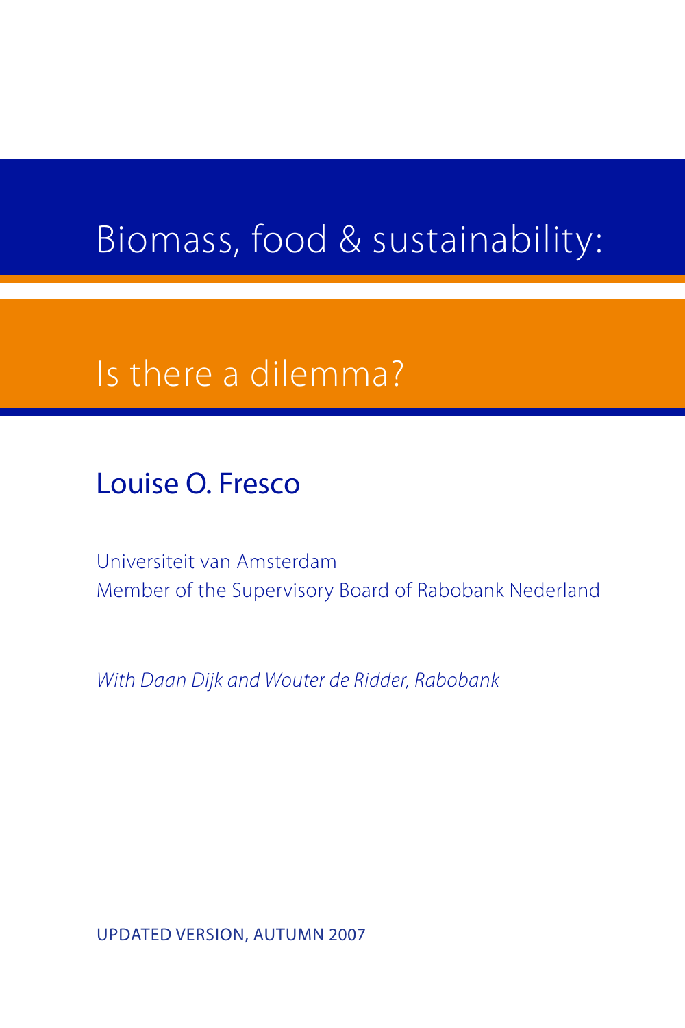# Biomass, food & sustainability:

## Is there a dilemma?

### Louise O. Fresco

Universiteit van Amsterdam
Member of the Supervisory Board of Rabobank Nederland

*With Daan Dijk and Wouter de Ridder, Rabobank*

UPDATED VERSION, AUTUMN 2007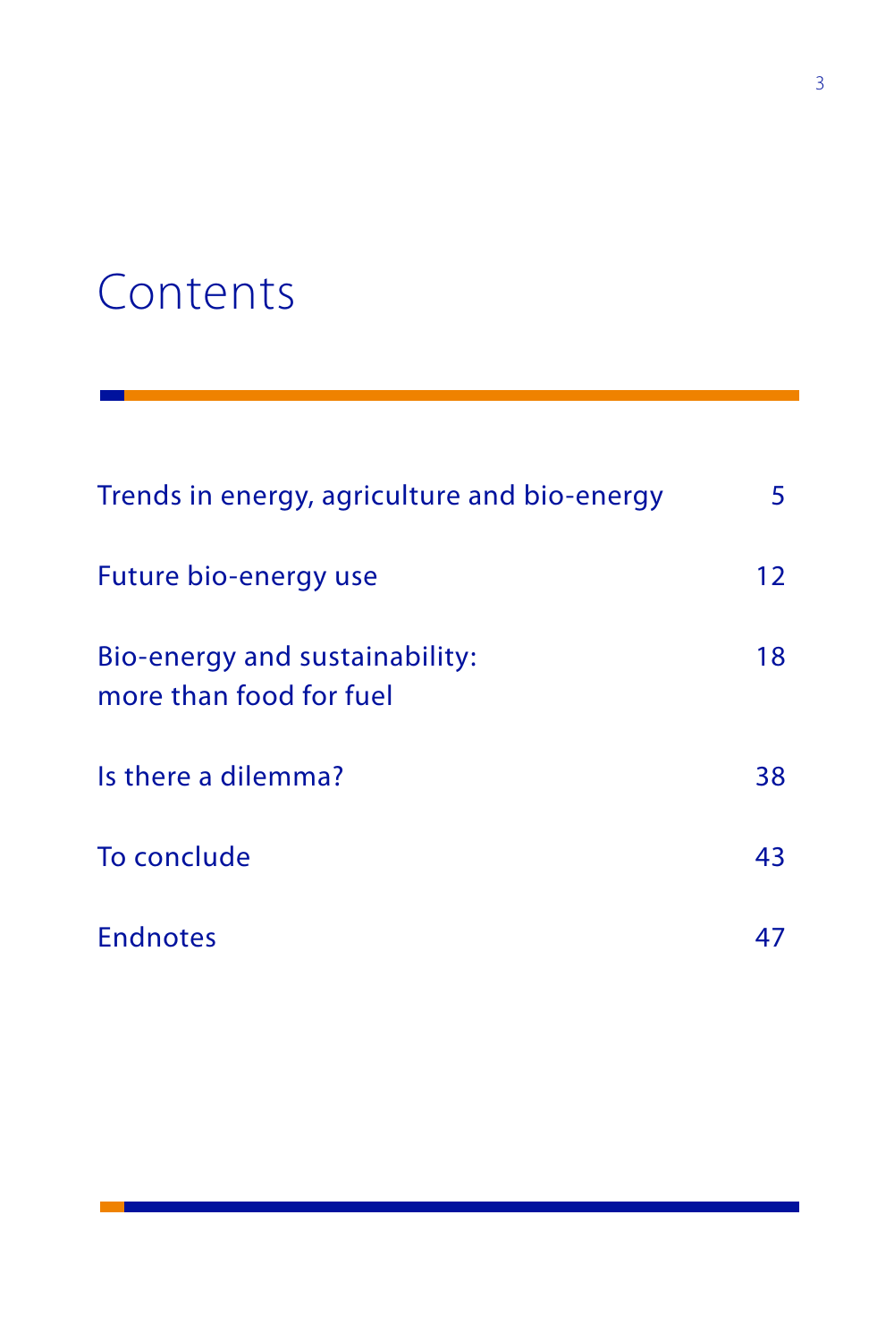# Contents

| | |
|---|---|
| Trends in energy, agriculture and bio-energy | 5 |
| Future bio-energy use | 12 |
| Bio-energy and sustainability: more than food for fuel | 18 |
| Is there a dilemma? | 38 |
| To conclude | 43 |
| Endnotes | 47 |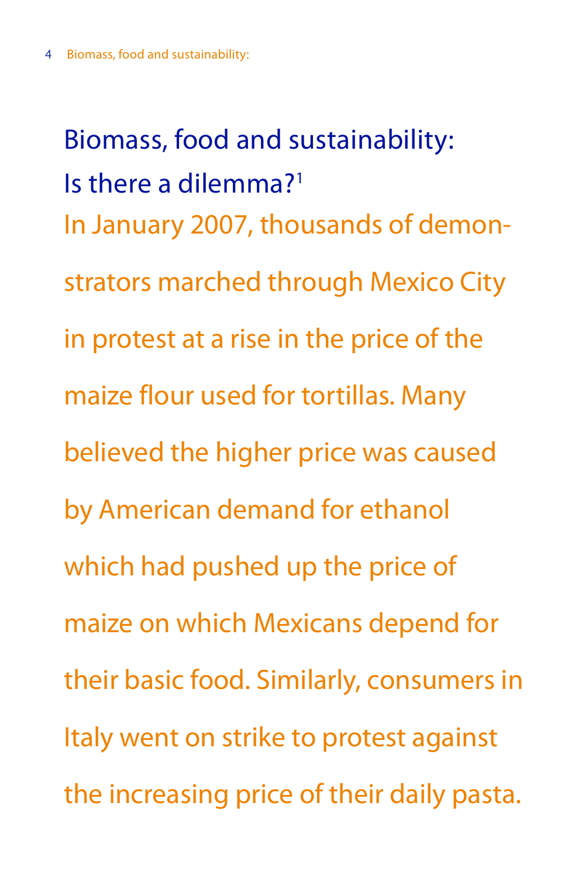# Biomass, food and sustainability: Is there a dilemma?[1]

In January 2007, thousands of demonstrators marched through Mexico City in protest at a rise in the price of the maize flour used for tortillas. Many believed the higher price was caused by American demand for ethanol which had pushed up the price of maize on which Mexicans depend for their basic food. Similarly, consumers in Italy went on strike to protest against the increasing price of their daily pasta.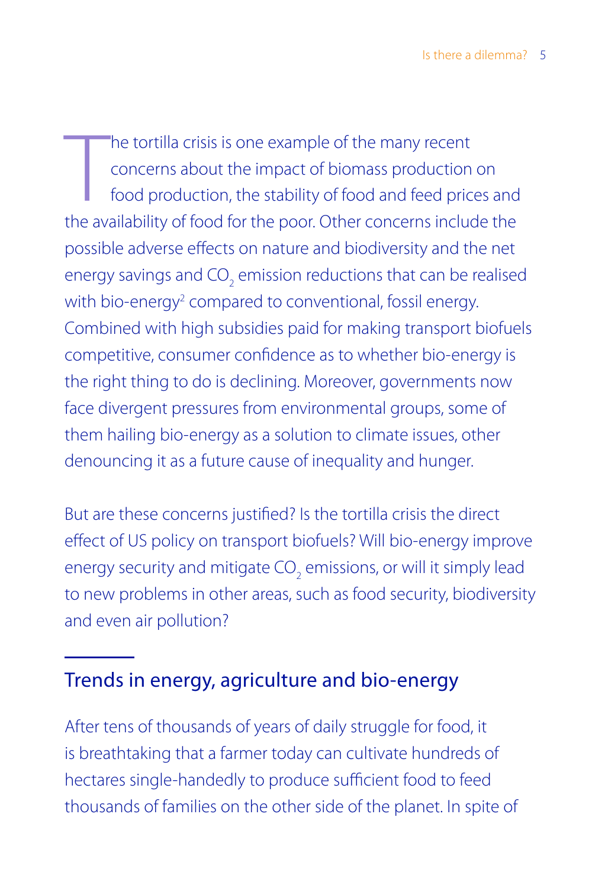The tortilla crisis is one example of the many recent concerns about the impact of biomass production on food production, the stability of food and feed prices and the availability of food for the poor. Other concerns include the possible adverse effects on nature and biodiversity and the net energy savings and $CO_2$ emission reductions that can be realised with bio-energy[2] compared to conventional, fossil energy. Combined with high subsidies paid for making transport biofuels competitive, consumer confidence as to whether bio-energy is the right thing to do is declining. Moreover, governments now face divergent pressures from environmental groups, some of them hailing bio-energy as a solution to climate issues, other denouncing it as a future cause of inequality and hunger.

But are these concerns justified? Is the tortilla crisis the direct effect of US policy on transport biofuels? Will bio-energy improve energy security and mitigate $CO_2$ emissions, or will it simply lead to new problems in other areas, such as food security, biodiversity and even air pollution?

## Trends in energy, agriculture and bio-energy

After tens of thousands of years of daily struggle for food, it is breathtaking that a farmer today can cultivate hundreds of hectares single-handedly to produce sufficient food to feed thousands of families on the other side of the planet. In spite of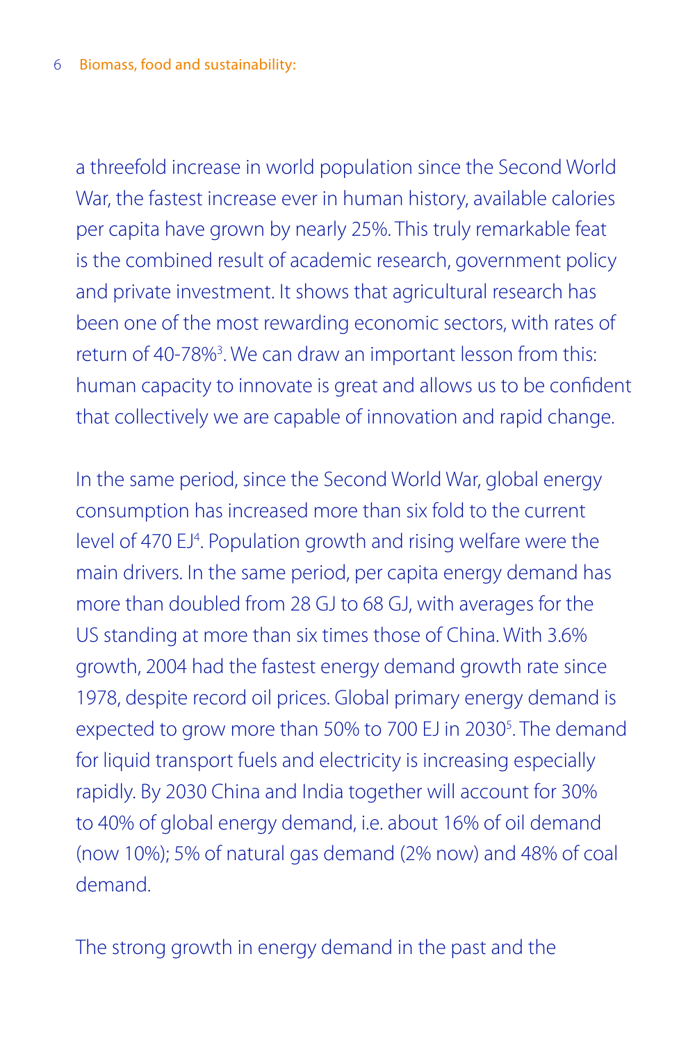a threefold increase in world population since the Second World War, the fastest increase ever in human history, available calories per capita have grown by nearly 25%. This truly remarkable feat is the combined result of academic research, government policy and private investment. It shows that agricultural research has been one of the most rewarding economic sectors, with rates of return of 40-78%[3]. We can draw an important lesson from this: human capacity to innovate is great and allows us to be confident that collectively we are capable of innovation and rapid change.

In the same period, since the Second World War, global energy consumption has increased more than six fold to the current level of 470 EJ[4]. Population growth and rising welfare were the main drivers. In the same period, per capita energy demand has more than doubled from 28 GJ to 68 GJ, with averages for the US standing at more than six times those of China. With 3.6% growth, 2004 had the fastest energy demand growth rate since 1978, despite record oil prices. Global primary energy demand is expected to grow more than 50% to 700 EJ in 2030[5]. The demand for liquid transport fuels and electricity is increasing especially rapidly. By 2030 China and India together will account for 30% to 40% of global energy demand, i.e. about 16% of oil demand (now 10%); 5% of natural gas demand (2% now) and 48% of coal demand.

The strong growth in energy demand in the past and the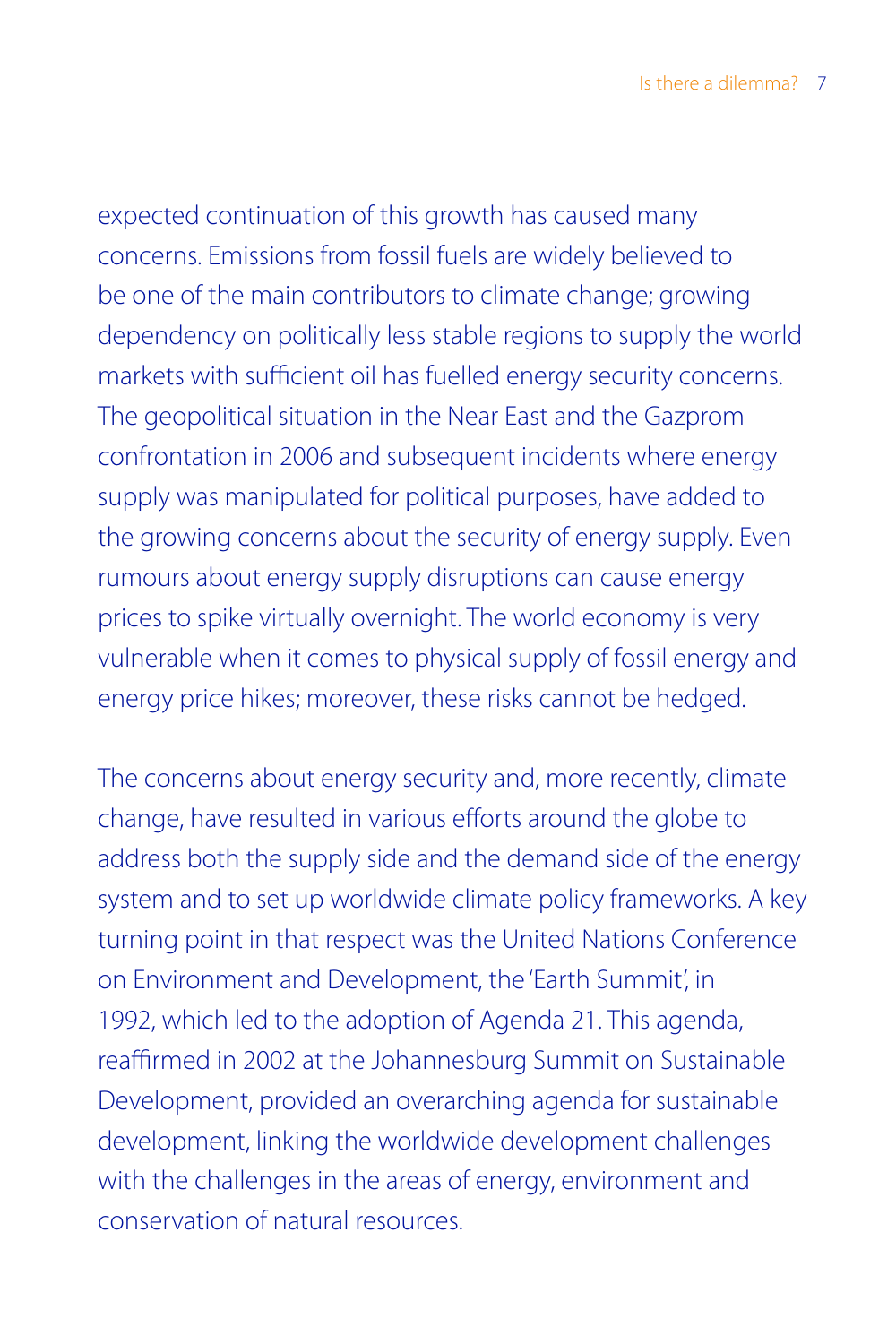expected continuation of this growth has caused many concerns. Emissions from fossil fuels are widely believed to be one of the main contributors to climate change; growing dependency on politically less stable regions to supply the world markets with sufficient oil has fuelled energy security concerns. The geopolitical situation in the Near East and the Gazprom confrontation in 2006 and subsequent incidents where energy supply was manipulated for political purposes, have added to the growing concerns about the security of energy supply. Even rumours about energy supply disruptions can cause energy prices to spike virtually overnight. The world economy is very vulnerable when it comes to physical supply of fossil energy and energy price hikes; moreover, these risks cannot be hedged.

The concerns about energy security and, more recently, climate change, have resulted in various efforts around the globe to address both the supply side and the demand side of the energy system and to set up worldwide climate policy frameworks. A key turning point in that respect was the United Nations Conference on Environment and Development, the 'Earth Summit', in 1992, which led to the adoption of Agenda 21. This agenda, reaffirmed in 2002 at the Johannesburg Summit on Sustainable Development, provided an overarching agenda for sustainable development, linking the worldwide development challenges with the challenges in the areas of energy, environment and conservation of natural resources.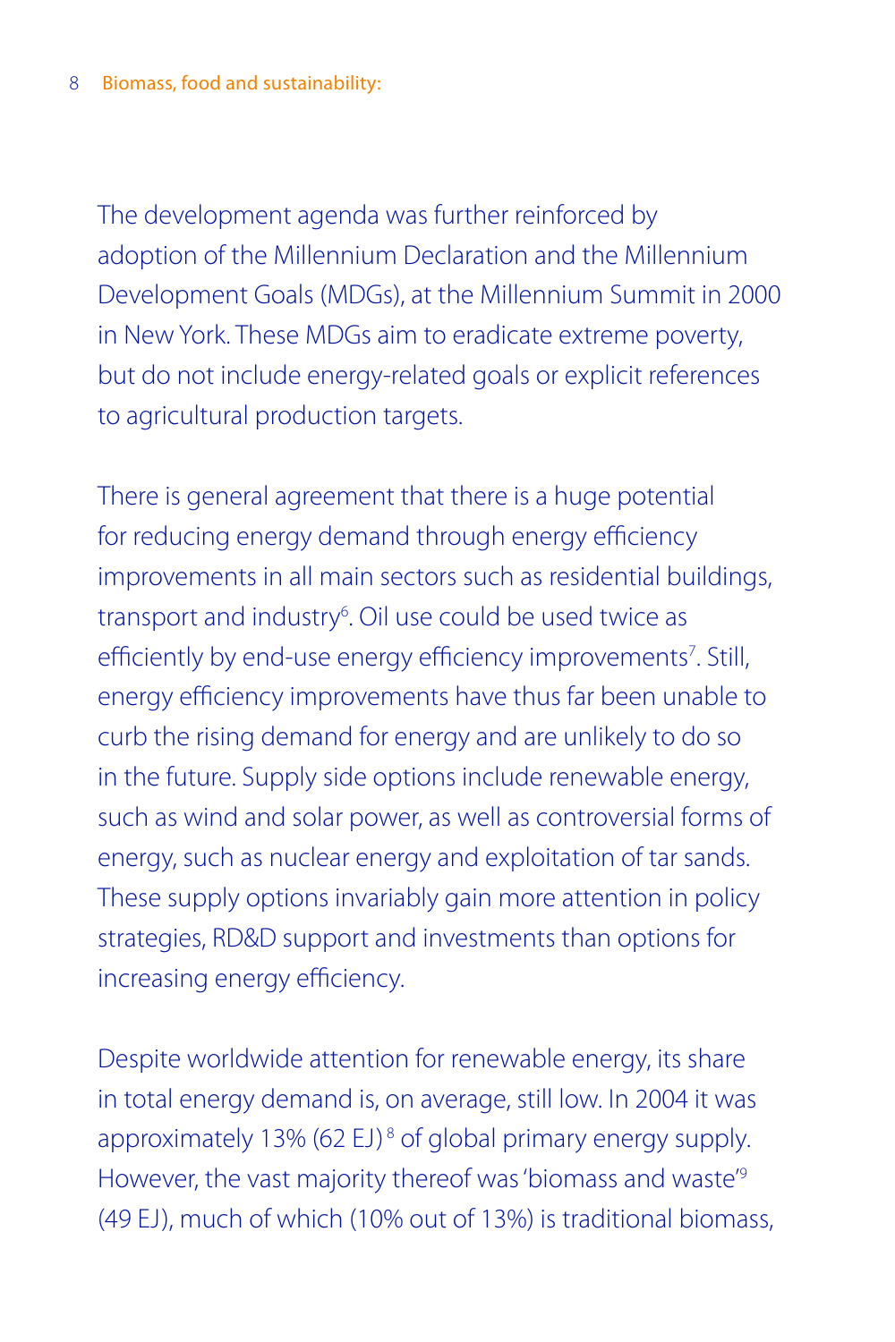The development agenda was further reinforced by adoption of the Millennium Declaration and the Millennium Development Goals (MDGs), at the Millennium Summit in 2000 in New York. These MDGs aim to eradicate extreme poverty, but do not include energy-related goals or explicit references to agricultural production targets.

There is general agreement that there is a huge potential for reducing energy demand through energy efficiency improvements in all main sectors such as residential buildings, transport and industry[6]. Oil use could be used twice as efficiently by end-use energy efficiency improvements[7]. Still, energy efficiency improvements have thus far been unable to curb the rising demand for energy and are unlikely to do so in the future. Supply side options include renewable energy, such as wind and solar power, as well as controversial forms of energy, such as nuclear energy and exploitation of tar sands. These supply options invariably gain more attention in policy strategies, RD&D support and investments than options for increasing energy efficiency.

Despite worldwide attention for renewable energy, its share in total energy demand is, on average, still low. In 2004 it was approximately 13% (62 EJ)[8] of global primary energy supply. However, the vast majority thereof was 'biomass and waste'[9] (49 EJ), much of which (10% out of 13%) is traditional biomass,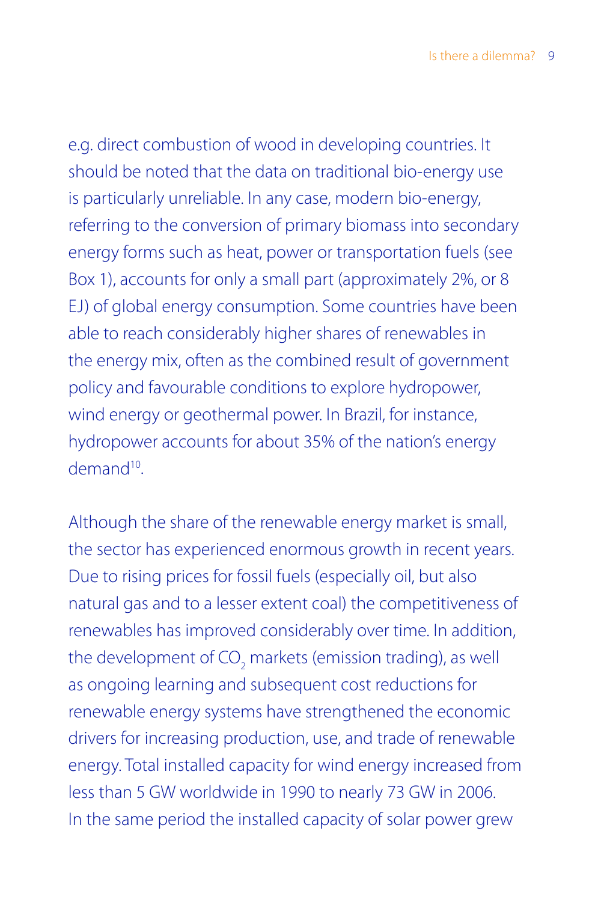e.g. direct combustion of wood in developing countries. It should be noted that the data on traditional bio-energy use is particularly unreliable. In any case, modern bio-energy, referring to the conversion of primary biomass into secondary energy forms such as heat, power or transportation fuels (see Box 1), accounts for only a small part (approximately 2%, or 8 EJ) of global energy consumption. Some countries have been able to reach considerably higher shares of renewables in the energy mix, often as the combined result of government policy and favourable conditions to explore hydropower, wind energy or geothermal power. In Brazil, for instance, hydropower accounts for about 35% of the nation's energy demand[10].

Although the share of the renewable energy market is small, the sector has experienced enormous growth in recent years. Due to rising prices for fossil fuels (especially oil, but also natural gas and to a lesser extent coal) the competitiveness of renewables has improved considerably over time. In addition, the development of $CO_2$ markets (emission trading), as well as ongoing learning and subsequent cost reductions for renewable energy systems have strengthened the economic drivers for increasing production, use, and trade of renewable energy. Total installed capacity for wind energy increased from less than 5 GW worldwide in 1990 to nearly 73 GW in 2006. In the same period the installed capacity of solar power grew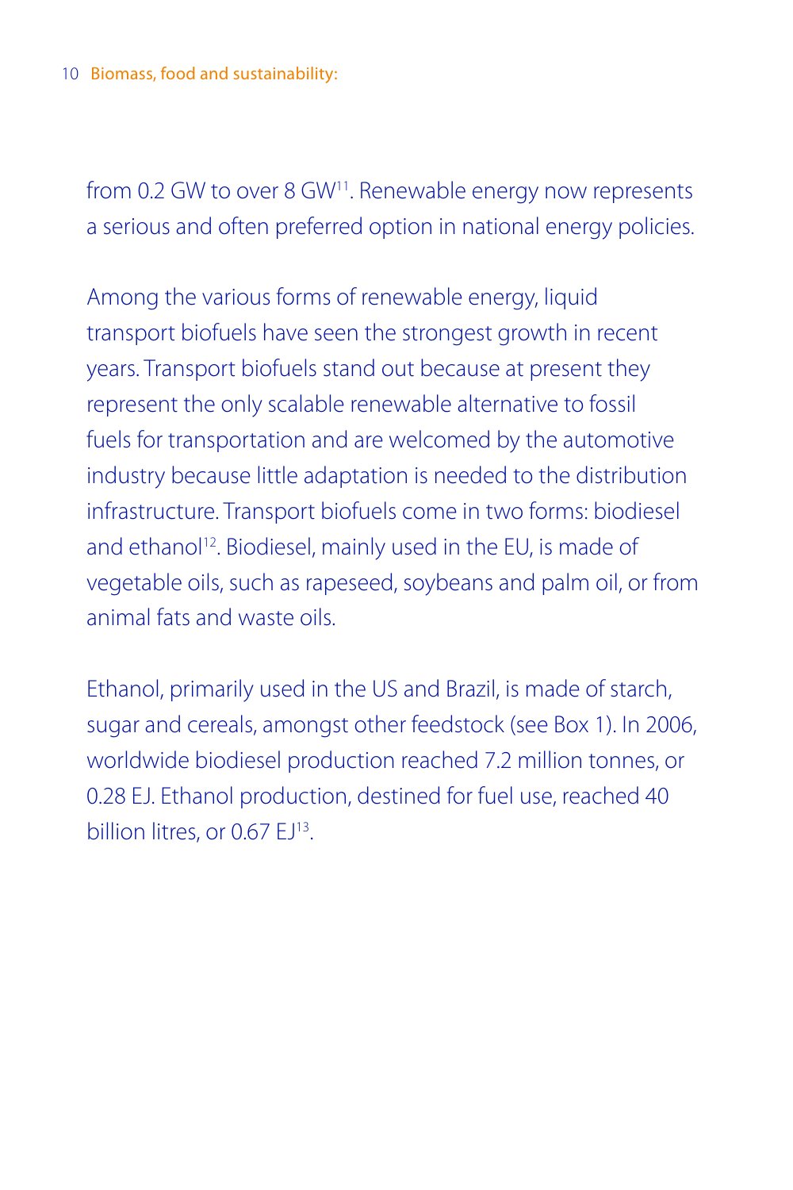from 0.2 GW to over 8 GW[11]. Renewable energy now represents a serious and often preferred option in national energy policies.

Among the various forms of renewable energy, liquid transport biofuels have seen the strongest growth in recent years. Transport biofuels stand out because at present they represent the only scalable renewable alternative to fossil fuels for transportation and are welcomed by the automotive industry because little adaptation is needed to the distribution infrastructure. Transport biofuels come in two forms: biodiesel and ethanol[12]. Biodiesel, mainly used in the EU, is made of vegetable oils, such as rapeseed, soybeans and palm oil, or from animal fats and waste oils.

Ethanol, primarily used in the US and Brazil, is made of starch, sugar and cereals, amongst other feedstock (see Box 1). In 2006, worldwide biodiesel production reached 7.2 million tonnes, or 0.28 EJ. Ethanol production, destined for fuel use, reached 40 billion litres, or 0.67 EJ[13].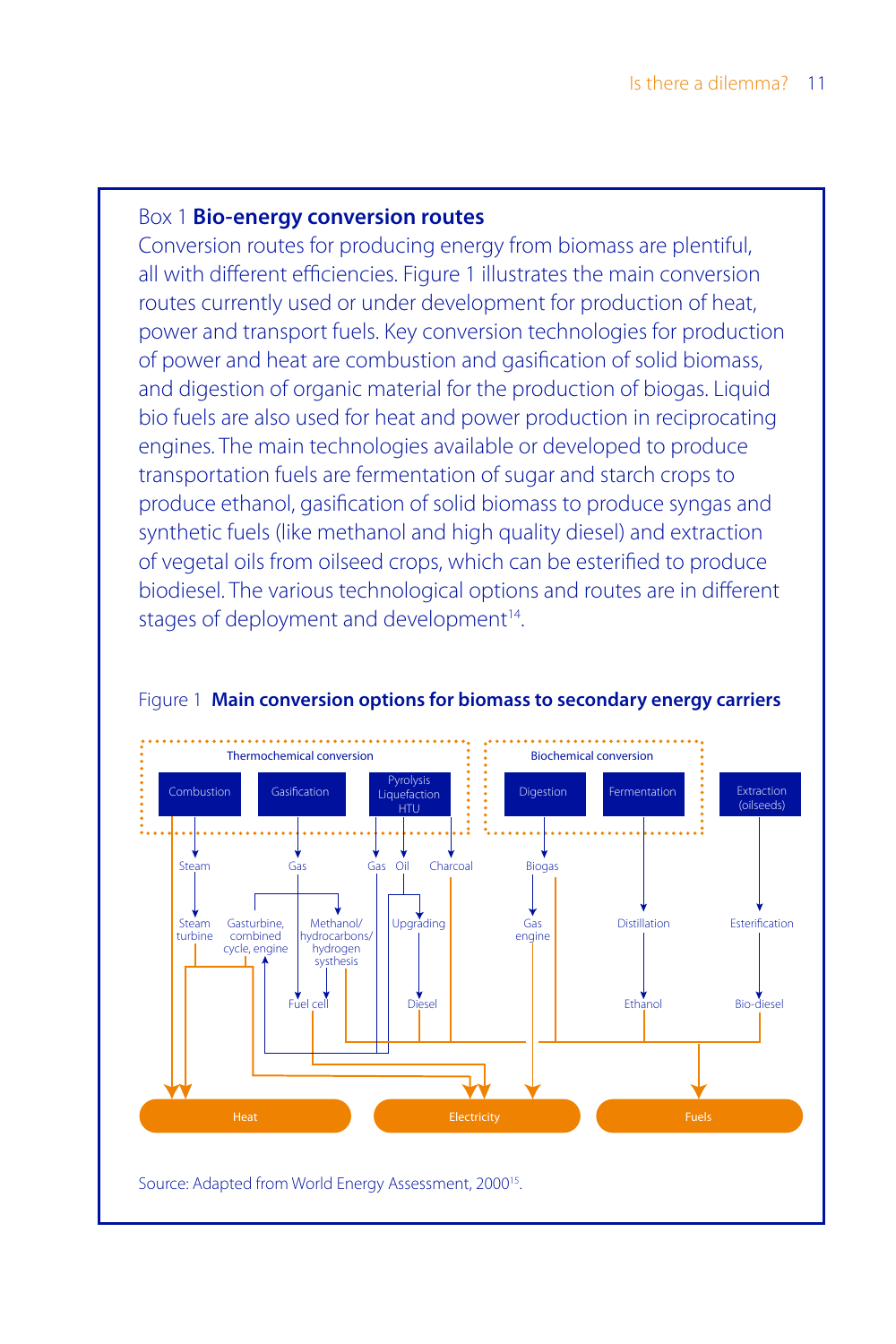Box 1 **Bio-energy conversion routes**

Conversion routes for producing energy from biomass are plentiful, all with different efficiencies. Figure 1 illustrates the main conversion routes currently used or under development for production of heat, power and transport fuels. Key conversion technologies for production of power and heat are combustion and gasification of solid biomass, and digestion of organic material for the production of biogas. Liquid bio fuels are also used for heat and power production in reciprocating engines. The main technologies available or developed to produce transportation fuels are fermentation of sugar and starch crops to produce ethanol, gasification of solid biomass to produce syngas and synthetic fuels (like methanol and high quality diesel) and extraction of vegetal oils from oilseed crops, which can be esterified to produce biodiesel. The various technological options and routes are in different stages of deployment and development[14].

Figure 1 **Main conversion options for biomass to secondary energy carriers**

Thermochemical conversion: Combustion, Gasification, Pyrolysis Liquefaction HTU

Biochemical conversion: Digestion, Fermentation

Extraction (oilseeds)

Steam → Steam turbine; Gas → Gasturbine, combined cycle, engine / Methanol/ hydrocarbons/ hydrogen systhesis / Fuel cell; Gas, Oil → Upgrading → Diesel; Charcoal; Biogas → Gas engine; Distillation → Ethanol; Esterification → Bio-diesel

Heat | Electricity | Fuels

Source: Adapted from World Energy Assessment, 2000[15].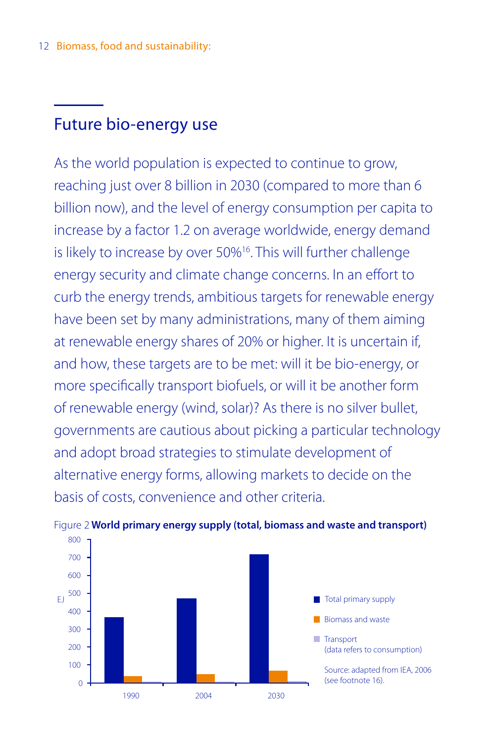## Future bio-energy use

As the world population is expected to continue to grow, reaching just over 8 billion in 2030 (compared to more than 6 billion now), and the level of energy consumption per capita to increase by a factor 1.2 on average worldwide, energy demand is likely to increase by over 50%[16]. This will further challenge energy security and climate change concerns. In an effort to curb the energy trends, ambitious targets for renewable energy have been set by many administrations, many of them aiming at renewable energy shares of 20% or higher. It is uncertain if, and how, these targets are to be met: will it be bio-energy, or more specifically transport biofuels, or will it be another form of renewable energy (wind, solar)? As there is no silver bullet, governments are cautious about picking a particular technology and adopt broad strategies to stimulate development of alternative energy forms, allowing markets to decide on the basis of costs, convenience and other criteria.

Figure 2 **World primary energy supply (total, biomass and waste and transport)**

Source: adapted from IEA, 2006 (see footnote 16).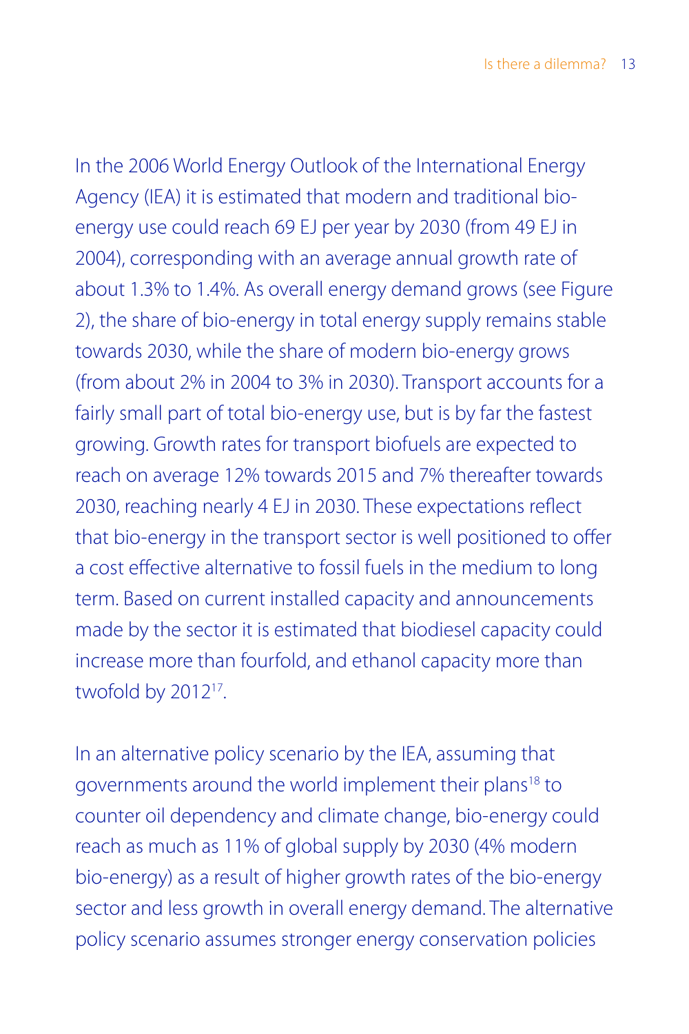In the 2006 World Energy Outlook of the International Energy Agency (IEA) it is estimated that modern and traditional bio-energy use could reach 69 EJ per year by 2030 (from 49 EJ in 2004), corresponding with an average annual growth rate of about 1.3% to 1.4%. As overall energy demand grows (see Figure 2), the share of bio-energy in total energy supply remains stable towards 2030, while the share of modern bio-energy grows (from about 2% in 2004 to 3% in 2030). Transport accounts for a fairly small part of total bio-energy use, but is by far the fastest growing. Growth rates for transport biofuels are expected to reach on average 12% towards 2015 and 7% thereafter towards 2030, reaching nearly 4 EJ in 2030. These expectations reflect that bio-energy in the transport sector is well positioned to offer a cost effective alternative to fossil fuels in the medium to long term. Based on current installed capacity and announcements made by the sector it is estimated that biodiesel capacity could increase more than fourfold, and ethanol capacity more than twofold by 2012[17].

In an alternative policy scenario by the IEA, assuming that governments around the world implement their plans[18] to counter oil dependency and climate change, bio-energy could reach as much as 11% of global supply by 2030 (4% modern bio-energy) as a result of higher growth rates of the bio-energy sector and less growth in overall energy demand. The alternative policy scenario assumes stronger energy conservation policies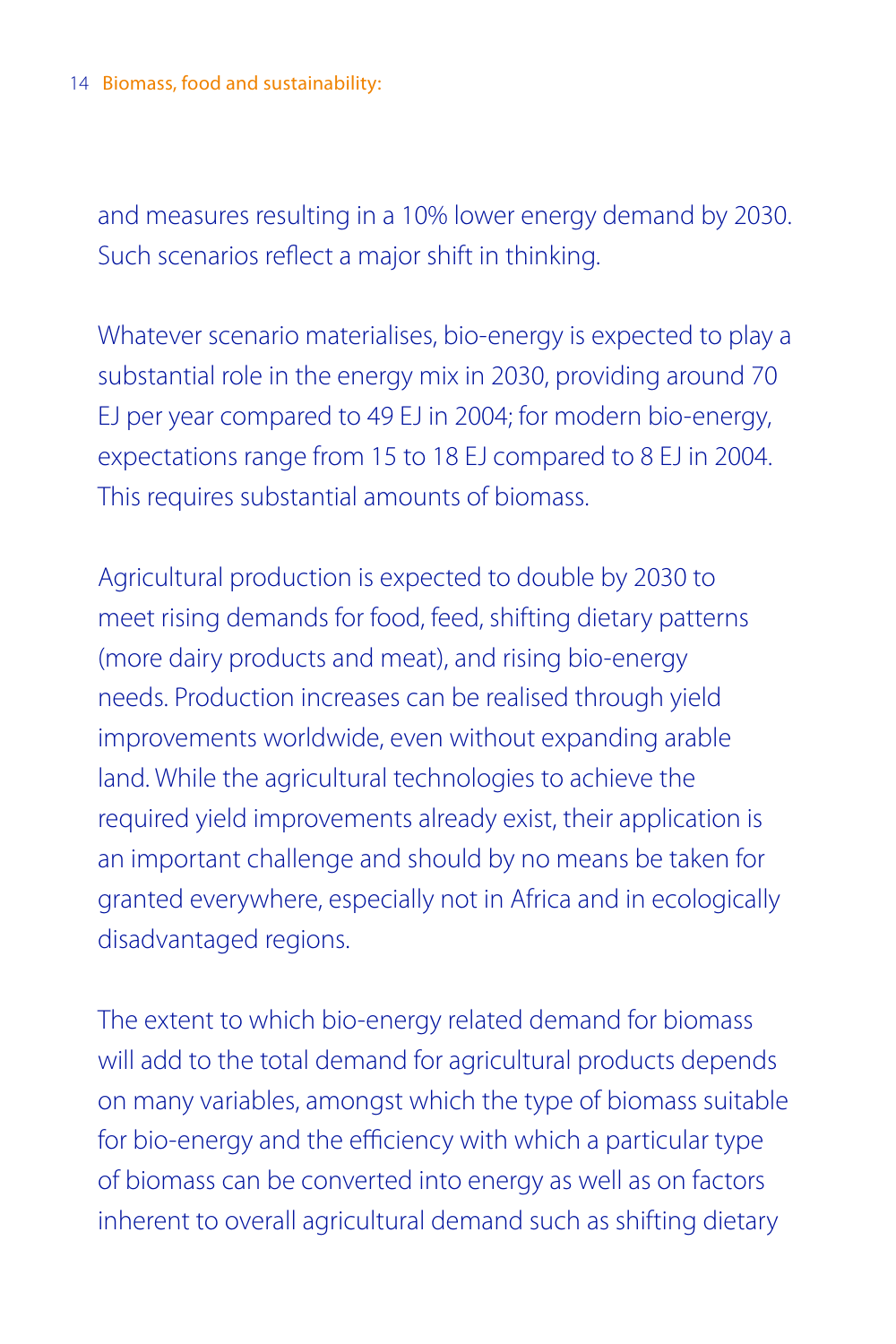and measures resulting in a 10% lower energy demand by 2030. Such scenarios reflect a major shift in thinking.

Whatever scenario materialises, bio-energy is expected to play a substantial role in the energy mix in 2030, providing around 70 EJ per year compared to 49 EJ in 2004; for modern bio-energy, expectations range from 15 to 18 EJ compared to 8 EJ in 2004. This requires substantial amounts of biomass.

Agricultural production is expected to double by 2030 to meet rising demands for food, feed, shifting dietary patterns (more dairy products and meat), and rising bio-energy needs. Production increases can be realised through yield improvements worldwide, even without expanding arable land. While the agricultural technologies to achieve the required yield improvements already exist, their application is an important challenge and should by no means be taken for granted everywhere, especially not in Africa and in ecologically disadvantaged regions.

The extent to which bio-energy related demand for biomass will add to the total demand for agricultural products depends on many variables, amongst which the type of biomass suitable for bio-energy and the efficiency with which a particular type of biomass can be converted into energy as well as on factors inherent to overall agricultural demand such as shifting dietary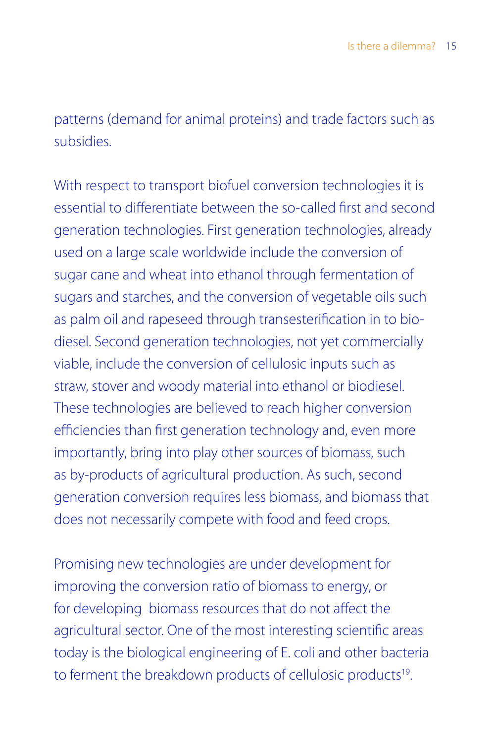patterns (demand for animal proteins) and trade factors such as subsidies.

With respect to transport biofuel conversion technologies it is essential to differentiate between the so-called first and second generation technologies. First generation technologies, already used on a large scale worldwide include the conversion of sugar cane and wheat into ethanol through fermentation of sugars and starches, and the conversion of vegetable oils such as palm oil and rapeseed through transesterification in to bio-diesel. Second generation technologies, not yet commercially viable, include the conversion of cellulosic inputs such as straw, stover and woody material into ethanol or biodiesel. These technologies are believed to reach higher conversion efficiencies than first generation technology and, even more importantly, bring into play other sources of biomass, such as by-products of agricultural production. As such, second generation conversion requires less biomass, and biomass that does not necessarily compete with food and feed crops.

Promising new technologies are under development for improving the conversion ratio of biomass to energy, or for developing biomass resources that do not affect the agricultural sector. One of the most interesting scientific areas today is the biological engineering of E. coli and other bacteria to ferment the breakdown products of cellulosic products[19].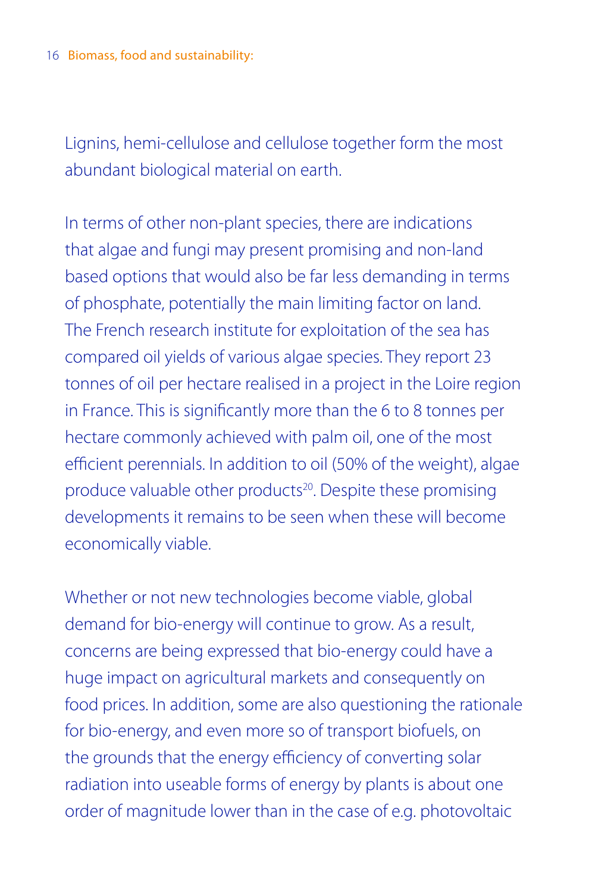Lignins, hemi-cellulose and cellulose together form the most abundant biological material on earth.

In terms of other non-plant species, there are indications that algae and fungi may present promising and non-land based options that would also be far less demanding in terms of phosphate, potentially the main limiting factor on land. The French research institute for exploitation of the sea has compared oil yields of various algae species. They report 23 tonnes of oil per hectare realised in a project in the Loire region in France. This is significantly more than the 6 to 8 tonnes per hectare commonly achieved with palm oil, one of the most efficient perennials. In addition to oil (50% of the weight), algae produce valuable other products[20]. Despite these promising developments it remains to be seen when these will become economically viable.

Whether or not new technologies become viable, global demand for bio-energy will continue to grow. As a result, concerns are being expressed that bio-energy could have a huge impact on agricultural markets and consequently on food prices. In addition, some are also questioning the rationale for bio-energy, and even more so of transport biofuels, on the grounds that the energy efficiency of converting solar radiation into useable forms of energy by plants is about one order of magnitude lower than in the case of e.g. photovoltaic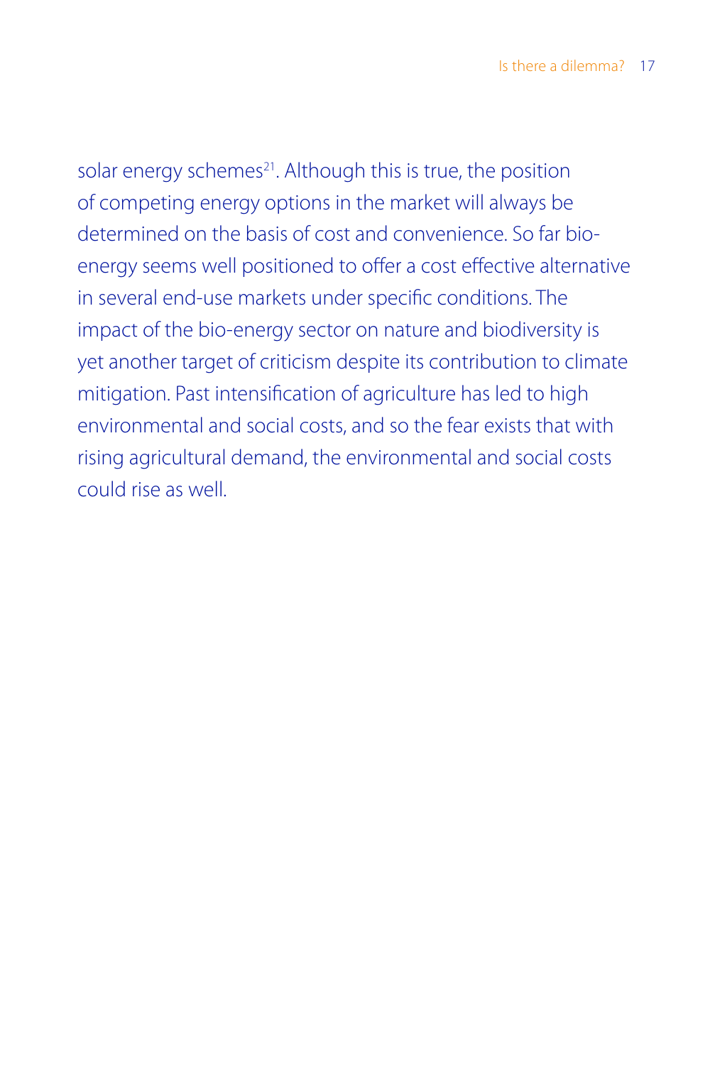solar energy schemes[21]. Although this is true, the position of competing energy options in the market will always be determined on the basis of cost and convenience. So far bio-energy seems well positioned to offer a cost effective alternative in several end-use markets under specific conditions. The impact of the bio-energy sector on nature and biodiversity is yet another target of criticism despite its contribution to climate mitigation. Past intensification of agriculture has led to high environmental and social costs, and so the fear exists that with rising agricultural demand, the environmental and social costs could rise as well.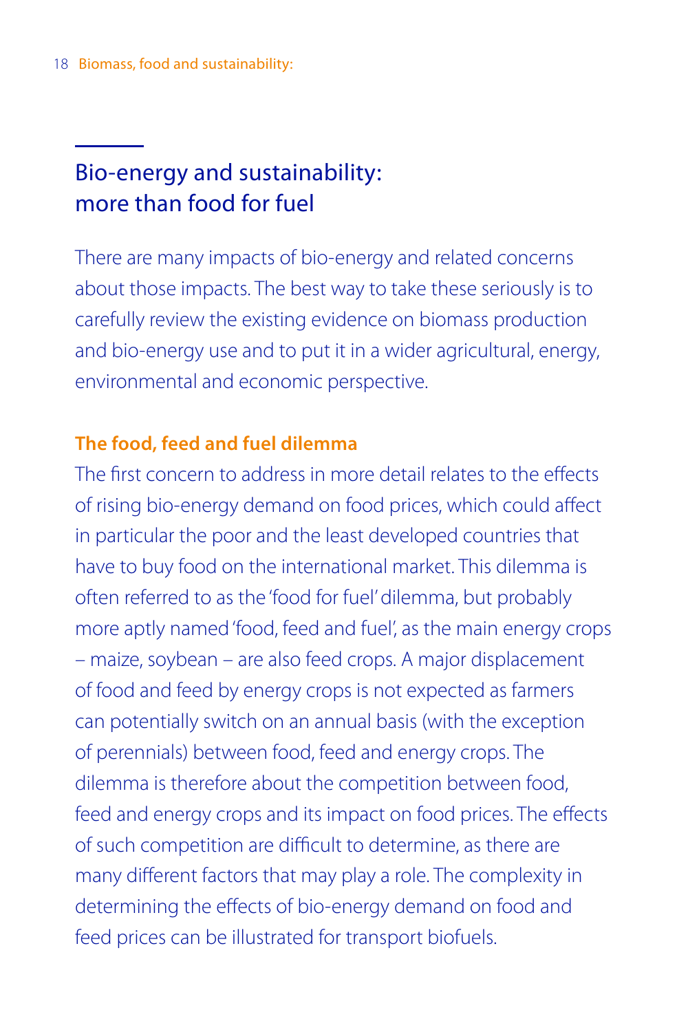## Bio-energy and sustainability: more than food for fuel

There are many impacts of bio-energy and related concerns about those impacts. The best way to take these seriously is to carefully review the existing evidence on biomass production and bio-energy use and to put it in a wider agricultural, energy, environmental and economic perspective.

### The food, feed and fuel dilemma

The first concern to address in more detail relates to the effects of rising bio-energy demand on food prices, which could affect in particular the poor and the least developed countries that have to buy food on the international market. This dilemma is often referred to as the 'food for fuel' dilemma, but probably more aptly named 'food, feed and fuel', as the main energy crops – maize, soybean – are also feed crops. A major displacement of food and feed by energy crops is not expected as farmers can potentially switch on an annual basis (with the exception of perennials) between food, feed and energy crops. The dilemma is therefore about the competition between food, feed and energy crops and its impact on food prices. The effects of such competition are difficult to determine, as there are many different factors that may play a role. The complexity in determining the effects of bio-energy demand on food and feed prices can be illustrated for transport biofuels.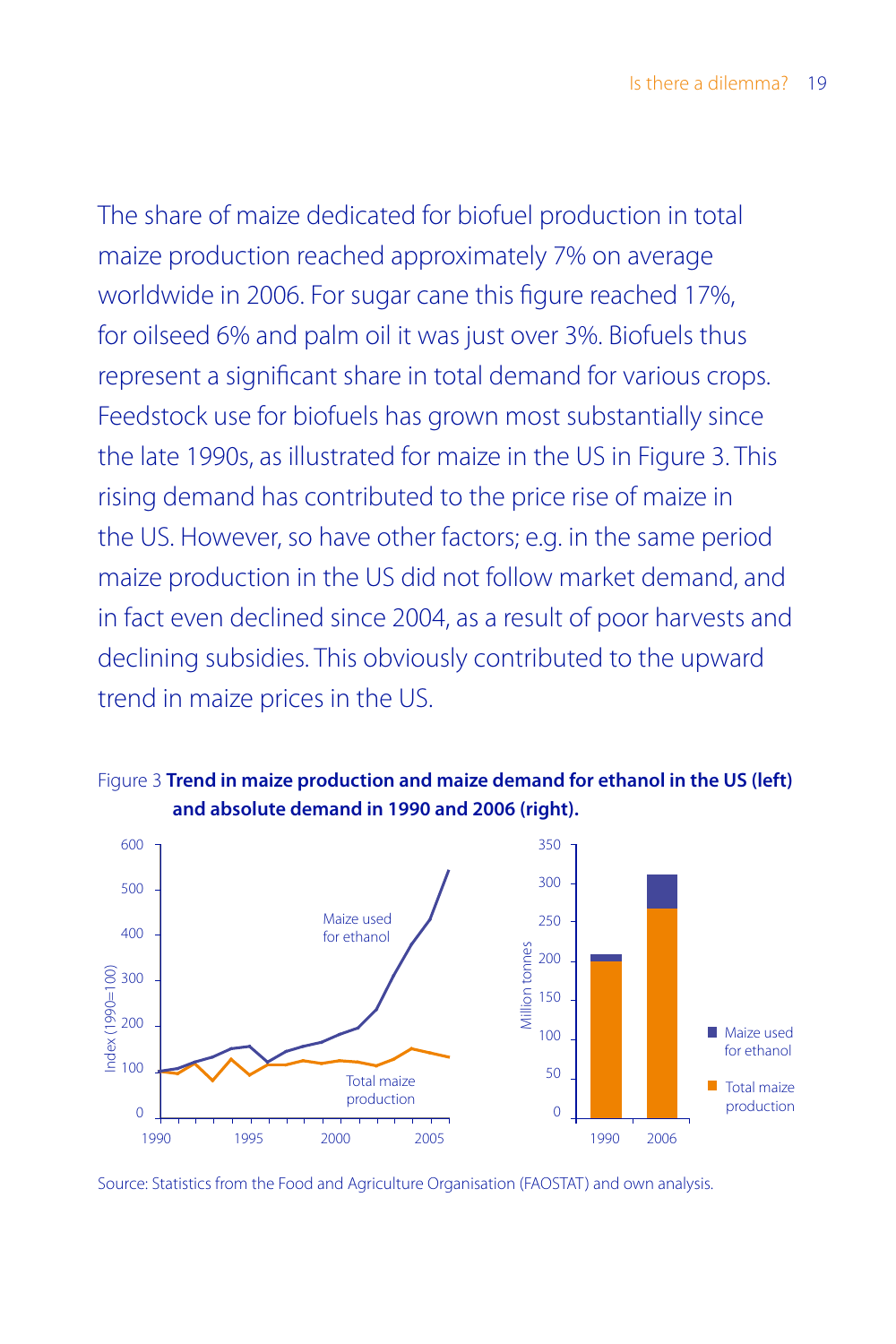The share of maize dedicated for biofuel production in total maize production reached approximately 7% on average worldwide in 2006. For sugar cane this figure reached 17%, for oilseed 6% and palm oil it was just over 3%. Biofuels thus represent a significant share in total demand for various crops. Feedstock use for biofuels has grown most substantially since the late 1990s, as illustrated for maize in the US in Figure 3. This rising demand has contributed to the price rise of maize in the US. However, so have other factors; e.g. in the same period maize production in the US did not follow market demand, and in fact even declined since 2004, as a result of poor harvests and declining subsidies. This obviously contributed to the upward trend in maize prices in the US.

Figure 3 **Trend in maize production and maize demand for ethanol in the US (left) and absolute demand in 1990 and 2006 (right).**

Source: Statistics from the Food and Agriculture Organisation (FAOSTAT) and own analysis.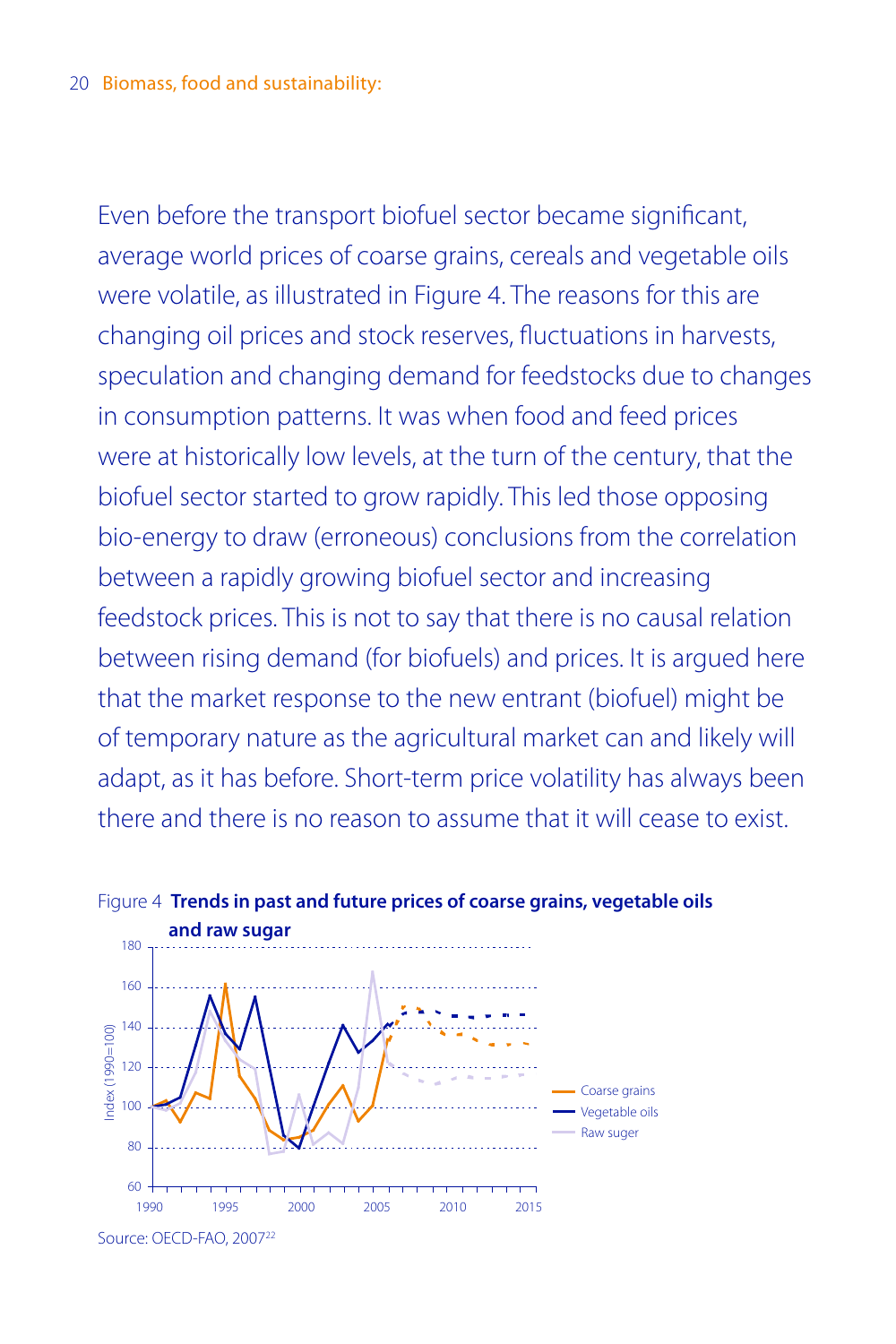Even before the transport biofuel sector became significant, average world prices of coarse grains, cereals and vegetable oils were volatile, as illustrated in Figure 4. The reasons for this are changing oil prices and stock reserves, fluctuations in harvests, speculation and changing demand for feedstocks due to changes in consumption patterns. It was when food and feed prices were at historically low levels, at the turn of the century, that the biofuel sector started to grow rapidly. This led those opposing bio-energy to draw (erroneous) conclusions from the correlation between a rapidly growing biofuel sector and increasing feedstock prices. This is not to say that there is no causal relation between rising demand (for biofuels) and prices. It is argued here that the market response to the new entrant (biofuel) might be of temporary nature as the agricultural market can and likely will adapt, as it has before. Short-term price volatility has always been there and there is no reason to assume that it will cease to exist.

Figure 4 **Trends in past and future prices of coarse grains, vegetable oils and raw sugar**

Source: OECD-FAO, 2007[22]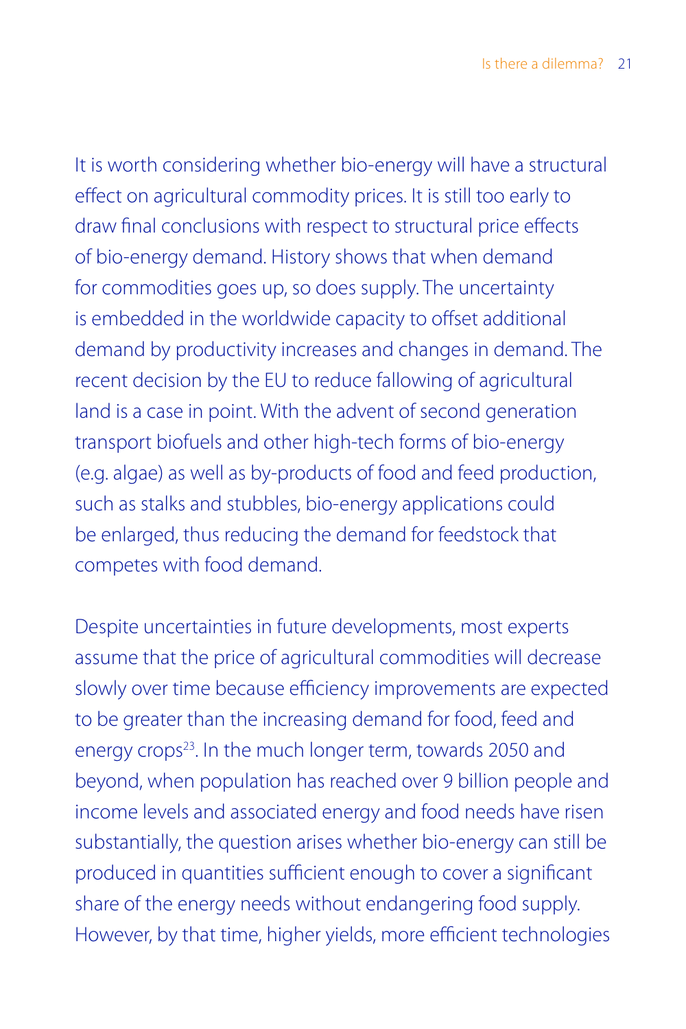It is worth considering whether bio-energy will have a structural effect on agricultural commodity prices. It is still too early to draw final conclusions with respect to structural price effects of bio-energy demand. History shows that when demand for commodities goes up, so does supply. The uncertainty is embedded in the worldwide capacity to offset additional demand by productivity increases and changes in demand. The recent decision by the EU to reduce fallowing of agricultural land is a case in point. With the advent of second generation transport biofuels and other high-tech forms of bio-energy (e.g. algae) as well as by-products of food and feed production, such as stalks and stubbles, bio-energy applications could be enlarged, thus reducing the demand for feedstock that competes with food demand.

Despite uncertainties in future developments, most experts assume that the price of agricultural commodities will decrease slowly over time because efficiency improvements are expected to be greater than the increasing demand for food, feed and energy crops[23]. In the much longer term, towards 2050 and beyond, when population has reached over 9 billion people and income levels and associated energy and food needs have risen substantially, the question arises whether bio-energy can still be produced in quantities sufficient enough to cover a significant share of the energy needs without endangering food supply. However, by that time, higher yields, more efficient technologies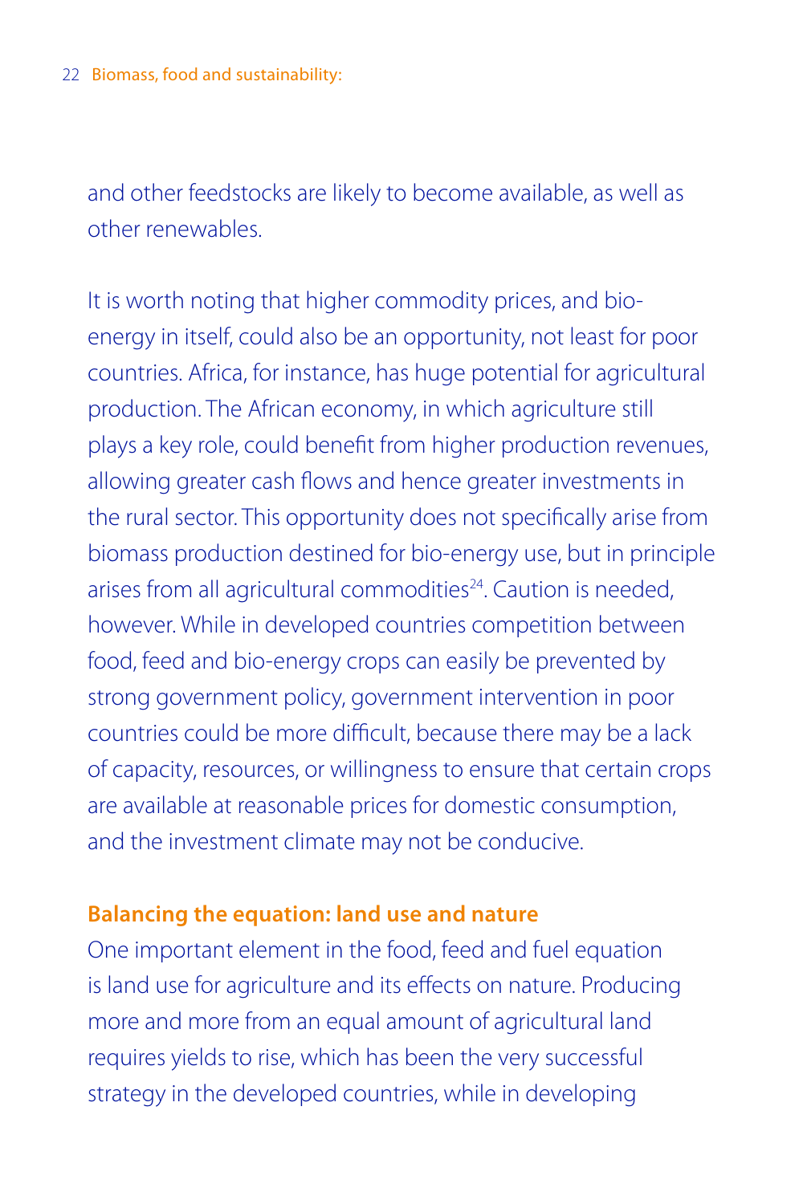and other feedstocks are likely to become available, as well as other renewables.

It is worth noting that higher commodity prices, and bio-energy in itself, could also be an opportunity, not least for poor countries. Africa, for instance, has huge potential for agricultural production. The African economy, in which agriculture still plays a key role, could benefit from higher production revenues, allowing greater cash flows and hence greater investments in the rural sector. This opportunity does not specifically arise from biomass production destined for bio-energy use, but in principle arises from all agricultural commodities[24]. Caution is needed, however. While in developed countries competition between food, feed and bio-energy crops can easily be prevented by strong government policy, government intervention in poor countries could be more difficult, because there may be a lack of capacity, resources, or willingness to ensure that certain crops are available at reasonable prices for domestic consumption, and the investment climate may not be conducive.

**Balancing the equation: land use and nature**

One important element in the food, feed and fuel equation is land use for agriculture and its effects on nature. Producing more and more from an equal amount of agricultural land requires yields to rise, which has been the very successful strategy in the developed countries, while in developing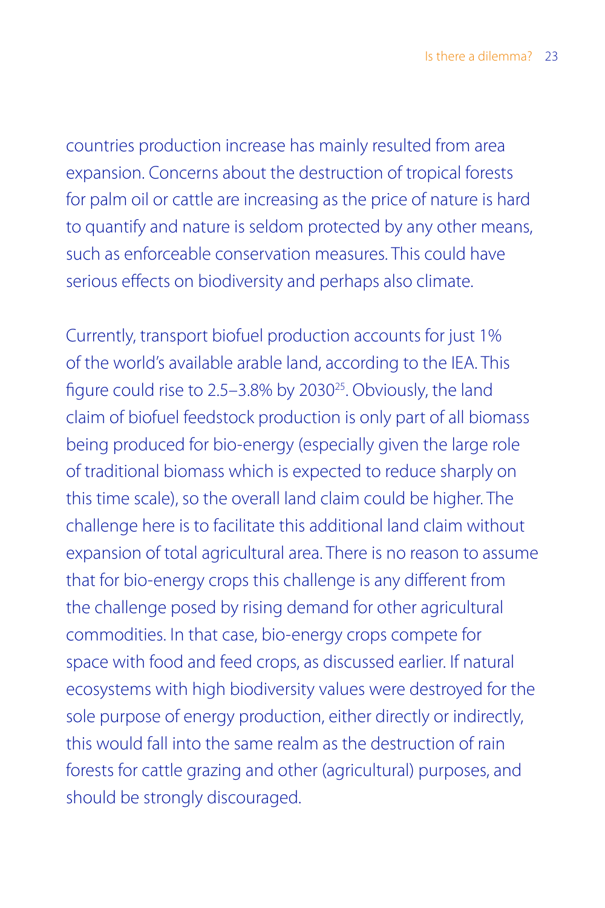countries production increase has mainly resulted from area expansion. Concerns about the destruction of tropical forests for palm oil or cattle are increasing as the price of nature is hard to quantify and nature is seldom protected by any other means, such as enforceable conservation measures. This could have serious effects on biodiversity and perhaps also climate.

Currently, transport biofuel production accounts for just 1% of the world's available arable land, according to the IEA. This figure could rise to 2.5–3.8% by 2030[25]. Obviously, the land claim of biofuel feedstock production is only part of all biomass being produced for bio-energy (especially given the large role of traditional biomass which is expected to reduce sharply on this time scale), so the overall land claim could be higher. The challenge here is to facilitate this additional land claim without expansion of total agricultural area. There is no reason to assume that for bio-energy crops this challenge is any different from the challenge posed by rising demand for other agricultural commodities. In that case, bio-energy crops compete for space with food and feed crops, as discussed earlier. If natural ecosystems with high biodiversity values were destroyed for the sole purpose of energy production, either directly or indirectly, this would fall into the same realm as the destruction of rain forests for cattle grazing and other (agricultural) purposes, and should be strongly discouraged.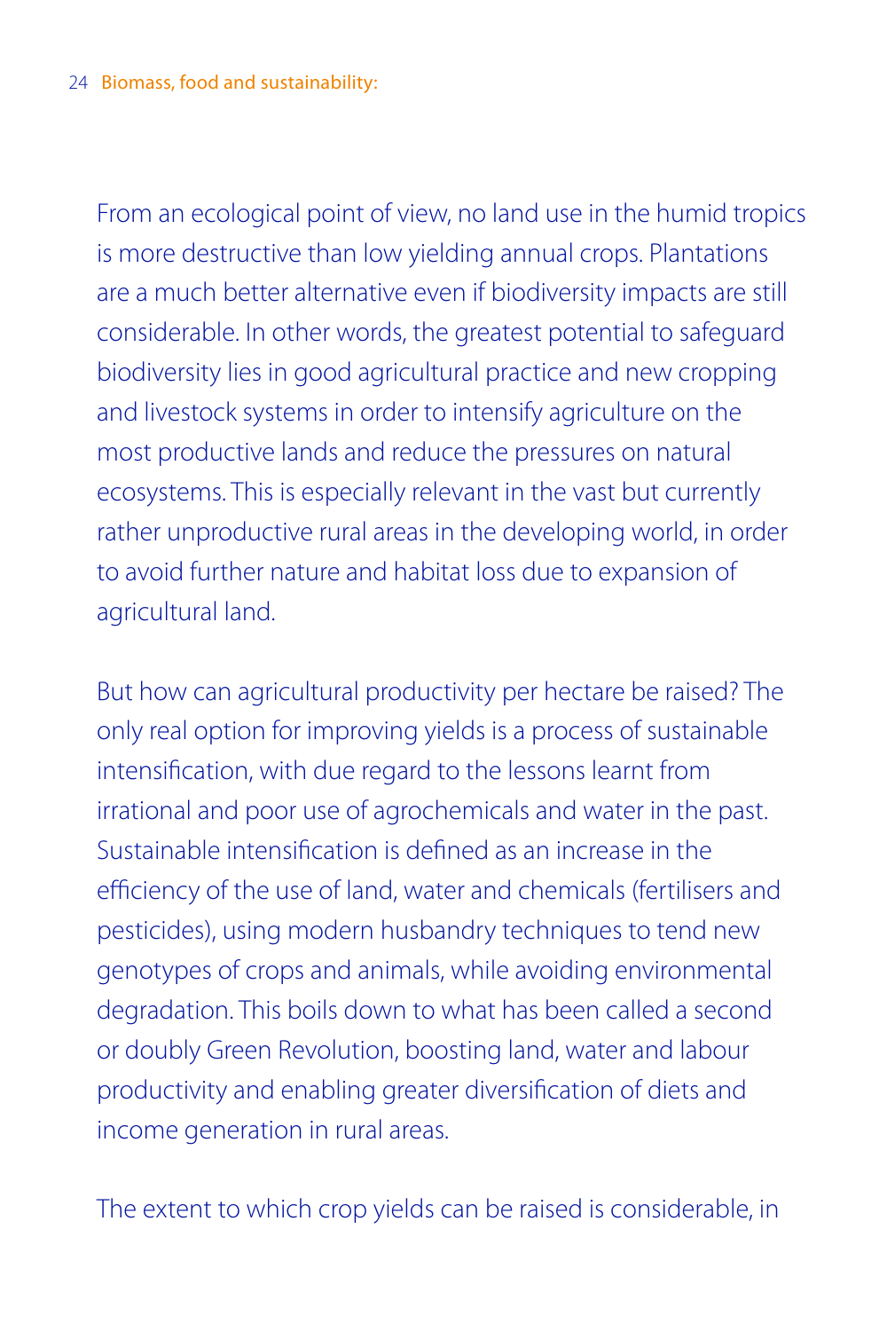From an ecological point of view, no land use in the humid tropics is more destructive than low yielding annual crops. Plantations are a much better alternative even if biodiversity impacts are still considerable. In other words, the greatest potential to safeguard biodiversity lies in good agricultural practice and new cropping and livestock systems in order to intensify agriculture on the most productive lands and reduce the pressures on natural ecosystems. This is especially relevant in the vast but currently rather unproductive rural areas in the developing world, in order to avoid further nature and habitat loss due to expansion of agricultural land.

But how can agricultural productivity per hectare be raised? The only real option for improving yields is a process of sustainable intensification, with due regard to the lessons learnt from irrational and poor use of agrochemicals and water in the past. Sustainable intensification is defined as an increase in the efficiency of the use of land, water and chemicals (fertilisers and pesticides), using modern husbandry techniques to tend new genotypes of crops and animals, while avoiding environmental degradation. This boils down to what has been called a second or doubly Green Revolution, boosting land, water and labour productivity and enabling greater diversification of diets and income generation in rural areas.

The extent to which crop yields can be raised is considerable, in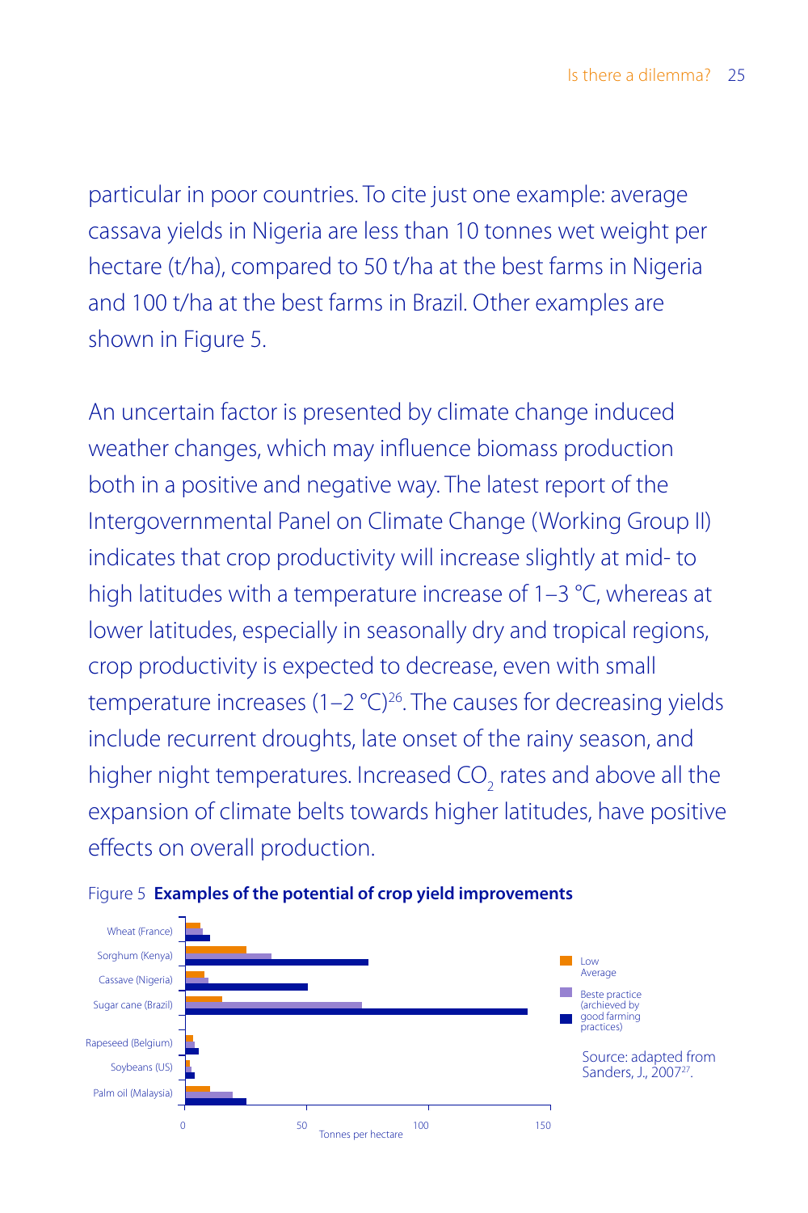particular in poor countries. To cite just one example: average cassava yields in Nigeria are less than 10 tonnes wet weight per hectare (t/ha), compared to 50 t/ha at the best farms in Nigeria and 100 t/ha at the best farms in Brazil. Other examples are shown in Figure 5.

An uncertain factor is presented by climate change induced weather changes, which may influence biomass production both in a positive and negative way. The latest report of the Intergovernmental Panel on Climate Change (Working Group II) indicates that crop productivity will increase slightly at mid- to high latitudes with a temperature increase of 1–3 °C, whereas at lower latitudes, especially in seasonally dry and tropical regions, crop productivity is expected to decrease, even with small temperature increases (1–2 °C)[26]. The causes for decreasing yields include recurrent droughts, late onset of the rainy season, and higher night temperatures. Increased $CO_2$ rates and above all the expansion of climate belts towards higher latitudes, have positive effects on overall production.

Figure 5 **Examples of the potential of crop yield improvements**

Wheat (France)
Sorghum (Kenya)
Cassave (Nigeria)
Sugar cane (Brazil)
Rapeseed (Belgium)
Soybeans (US)
Palm oil (Malaysia)

0 50 100 150
Tonnes per hectare

Low
Average
Beste practice (archieved by good farming practices)

Source: adapted from Sanders, J., 2007[27].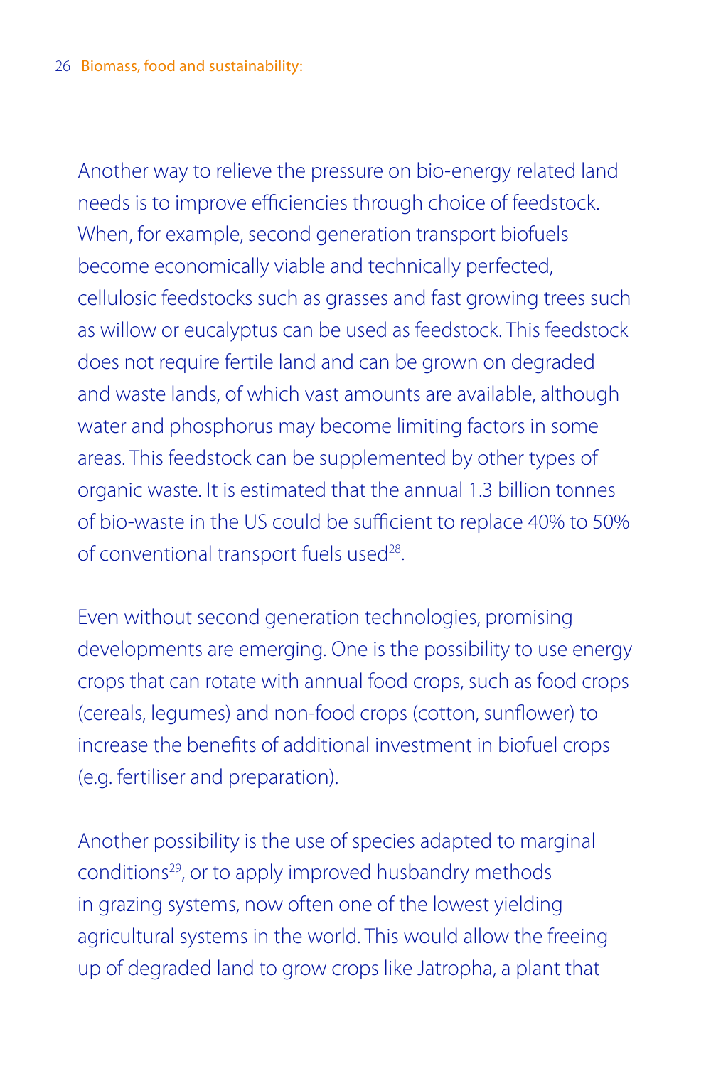Another way to relieve the pressure on bio-energy related land needs is to improve efficiencies through choice of feedstock. When, for example, second generation transport biofuels become economically viable and technically perfected, cellulosic feedstocks such as grasses and fast growing trees such as willow or eucalyptus can be used as feedstock. This feedstock does not require fertile land and can be grown on degraded and waste lands, of which vast amounts are available, although water and phosphorus may become limiting factors in some areas. This feedstock can be supplemented by other types of organic waste. It is estimated that the annual 1.3 billion tonnes of bio-waste in the US could be sufficient to replace 40% to 50% of conventional transport fuels used[28].

Even without second generation technologies, promising developments are emerging. One is the possibility to use energy crops that can rotate with annual food crops, such as food crops (cereals, legumes) and non-food crops (cotton, sunflower) to increase the benefits of additional investment in biofuel crops (e.g. fertiliser and preparation).

Another possibility is the use of species adapted to marginal conditions[29], or to apply improved husbandry methods in grazing systems, now often one of the lowest yielding agricultural systems in the world. This would allow the freeing up of degraded land to grow crops like Jatropha, a plant that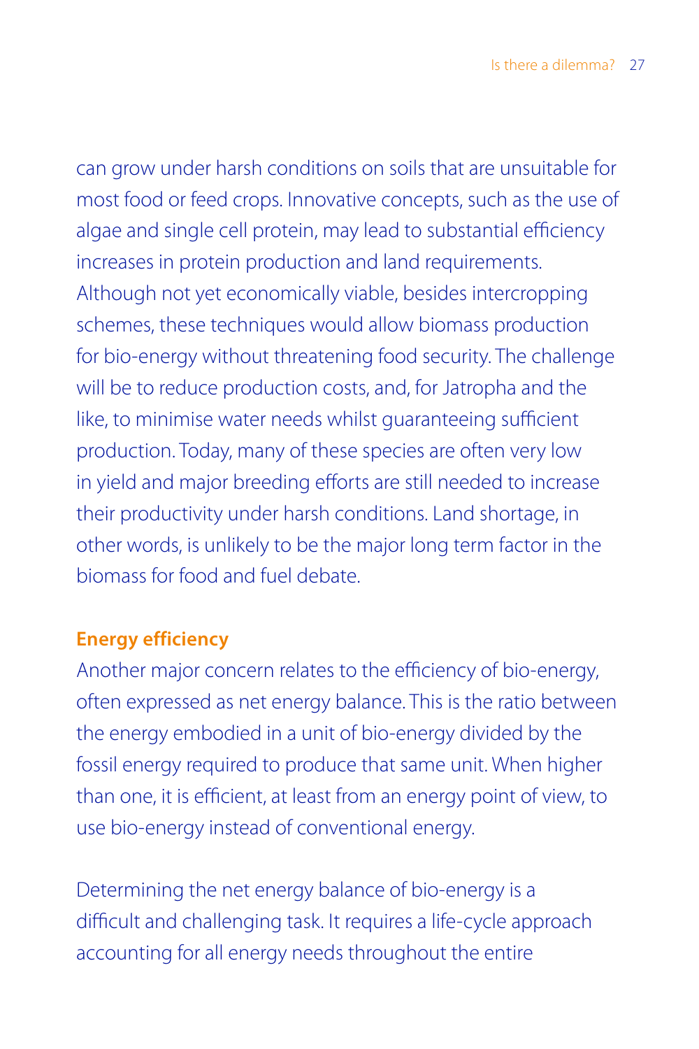can grow under harsh conditions on soils that are unsuitable for most food or feed crops. Innovative concepts, such as the use of algae and single cell protein, may lead to substantial efficiency increases in protein production and land requirements. Although not yet economically viable, besides intercropping schemes, these techniques would allow biomass production for bio-energy without threatening food security. The challenge will be to reduce production costs, and, for Jatropha and the like, to minimise water needs whilst guaranteeing sufficient production. Today, many of these species are often very low in yield and major breeding efforts are still needed to increase their productivity under harsh conditions. Land shortage, in other words, is unlikely to be the major long term factor in the biomass for food and fuel debate.

## Energy efficiency

Another major concern relates to the efficiency of bio-energy, often expressed as net energy balance. This is the ratio between the energy embodied in a unit of bio-energy divided by the fossil energy required to produce that same unit. When higher than one, it is efficient, at least from an energy point of view, to use bio-energy instead of conventional energy.

Determining the net energy balance of bio-energy is a difficult and challenging task. It requires a life-cycle approach accounting for all energy needs throughout the entire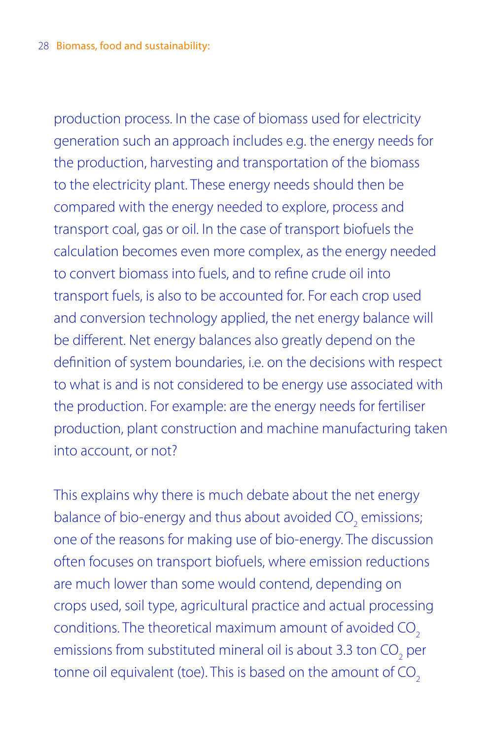production process. In the case of biomass used for electricity generation such an approach includes e.g. the energy needs for the production, harvesting and transportation of the biomass to the electricity plant. These energy needs should then be compared with the energy needed to explore, process and transport coal, gas or oil. In the case of transport biofuels the calculation becomes even more complex, as the energy needed to convert biomass into fuels, and to refine crude oil into transport fuels, is also to be accounted for. For each crop used and conversion technology applied, the net energy balance will be different. Net energy balances also greatly depend on the definition of system boundaries, i.e. on the decisions with respect to what is and is not considered to be energy use associated with the production. For example: are the energy needs for fertiliser production, plant construction and machine manufacturing taken into account, or not?

This explains why there is much debate about the net energy balance of bio-energy and thus about avoided $CO_2$ emissions; one of the reasons for making use of bio-energy. The discussion often focuses on transport biofuels, where emission reductions are much lower than some would contend, depending on crops used, soil type, agricultural practice and actual processing conditions. The theoretical maximum amount of avoided $CO_2$ emissions from substituted mineral oil is about 3.3 ton $CO_2$ per tonne oil equivalent (toe). This is based on the amount of $CO_2$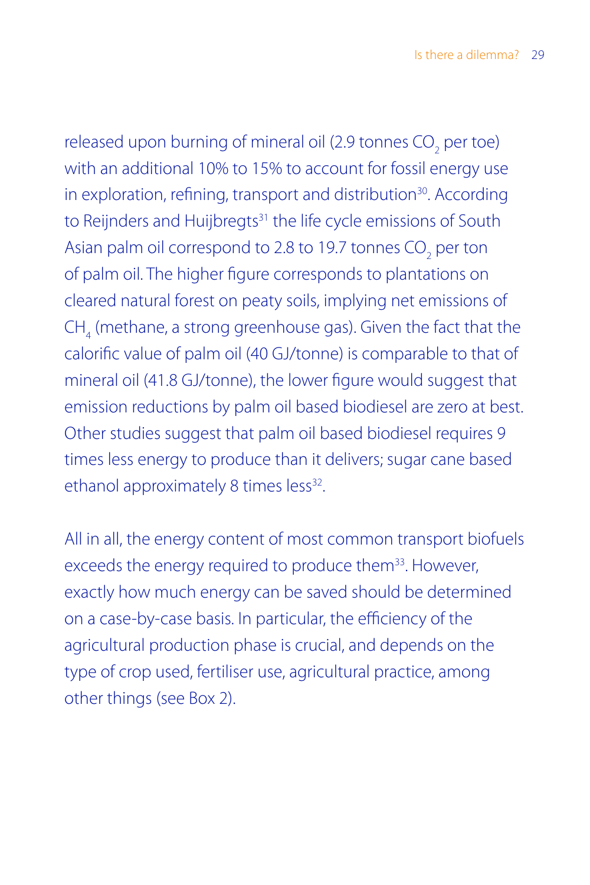released upon burning of mineral oil (2.9 tonnes $CO_2$ per toe) with an additional 10% to 15% to account for fossil energy use in exploration, refining, transport and distribution[30]. According to Reijnders and Huijbregts[31] the life cycle emissions of South Asian palm oil correspond to 2.8 to 19.7 tonnes $CO_2$ per ton of palm oil. The higher figure corresponds to plantations on cleared natural forest on peaty soils, implying net emissions of $CH_4$ (methane, a strong greenhouse gas). Given the fact that the calorific value of palm oil (40 GJ/tonne) is comparable to that of mineral oil (41.8 GJ/tonne), the lower figure would suggest that emission reductions by palm oil based biodiesel are zero at best. Other studies suggest that palm oil based biodiesel requires 9 times less energy to produce than it delivers; sugar cane based ethanol approximately 8 times less[32].

All in all, the energy content of most common transport biofuels exceeds the energy required to produce them[33]. However, exactly how much energy can be saved should be determined on a case-by-case basis. In particular, the efficiency of the agricultural production phase is crucial, and depends on the type of crop used, fertiliser use, agricultural practice, among other things (see Box 2).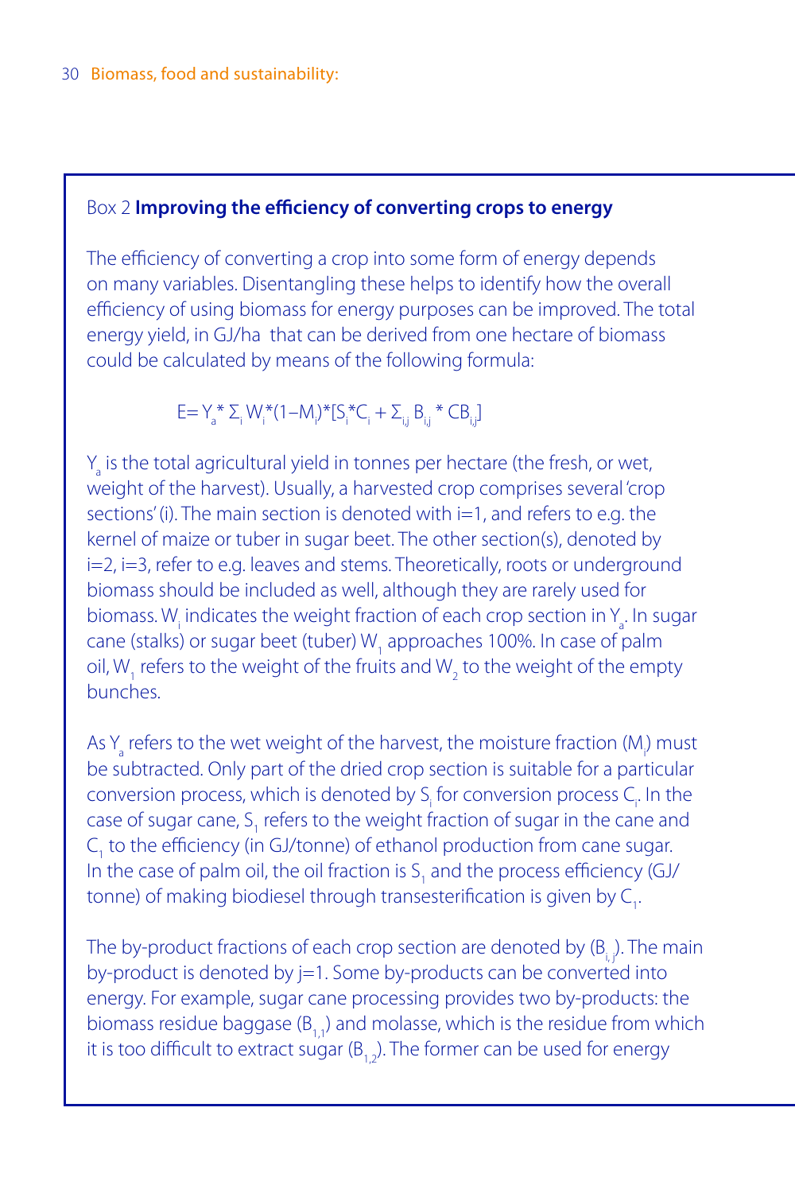### Box 2 **Improving the efficiency of converting crops to energy**

The efficiency of converting a crop into some form of energy depends on many variables. Disentangling these helps to identify how the overall efficiency of using biomass for energy purposes can be improved. The total energy yield, in GJ/ha that can be derived from one hectare of biomass could be calculated by means of the following formula:

$$E = Y_a * \Sigma_i W_i * (1 - M_i) * [S_i * C_i + \Sigma_{i,j} B_{i,j} * CB_{i,j}]$$

$Y_a$ is the total agricultural yield in tonnes per hectare (the fresh, or wet, weight of the harvest). Usually, a harvested crop comprises several 'crop sections' (i). The main section is denoted with i=1, and refers to e.g. the kernel of maize or tuber in sugar beet. The other section(s), denoted by i=2, i=3, refer to e.g. leaves and stems. Theoretically, roots or underground biomass should be included as well, although they are rarely used for biomass. $W_i$ indicates the weight fraction of each crop section in $Y_a$. In sugar cane (stalks) or sugar beet (tuber) $W_1$ approaches 100%. In case of palm oil, $W_1$ refers to the weight of the fruits and $W_2$ to the weight of the empty bunches.

As $Y_a$ refers to the wet weight of the harvest, the moisture fraction ($M_i$) must be subtracted. Only part of the dried crop section is suitable for a particular conversion process, which is denoted by $S_i$ for conversion process $C_i$. In the case of sugar cane, $S_1$ refers to the weight fraction of sugar in the cane and $C_1$ to the efficiency (in GJ/tonne) of ethanol production from cane sugar. In the case of palm oil, the oil fraction is $S_1$ and the process efficiency (GJ/tonne) of making biodiesel through transesterification is given by $C_1$.

The by-product fractions of each crop section are denoted by ($B_{i,j}$). The main by-product is denoted by j=1. Some by-products can be converted into energy. For example, sugar cane processing provides two by-products: the biomass residue baggase ($B_{1,1}$) and molasse, which is the residue from which it is too difficult to extract sugar ($B_{1,2}$). The former can be used for energy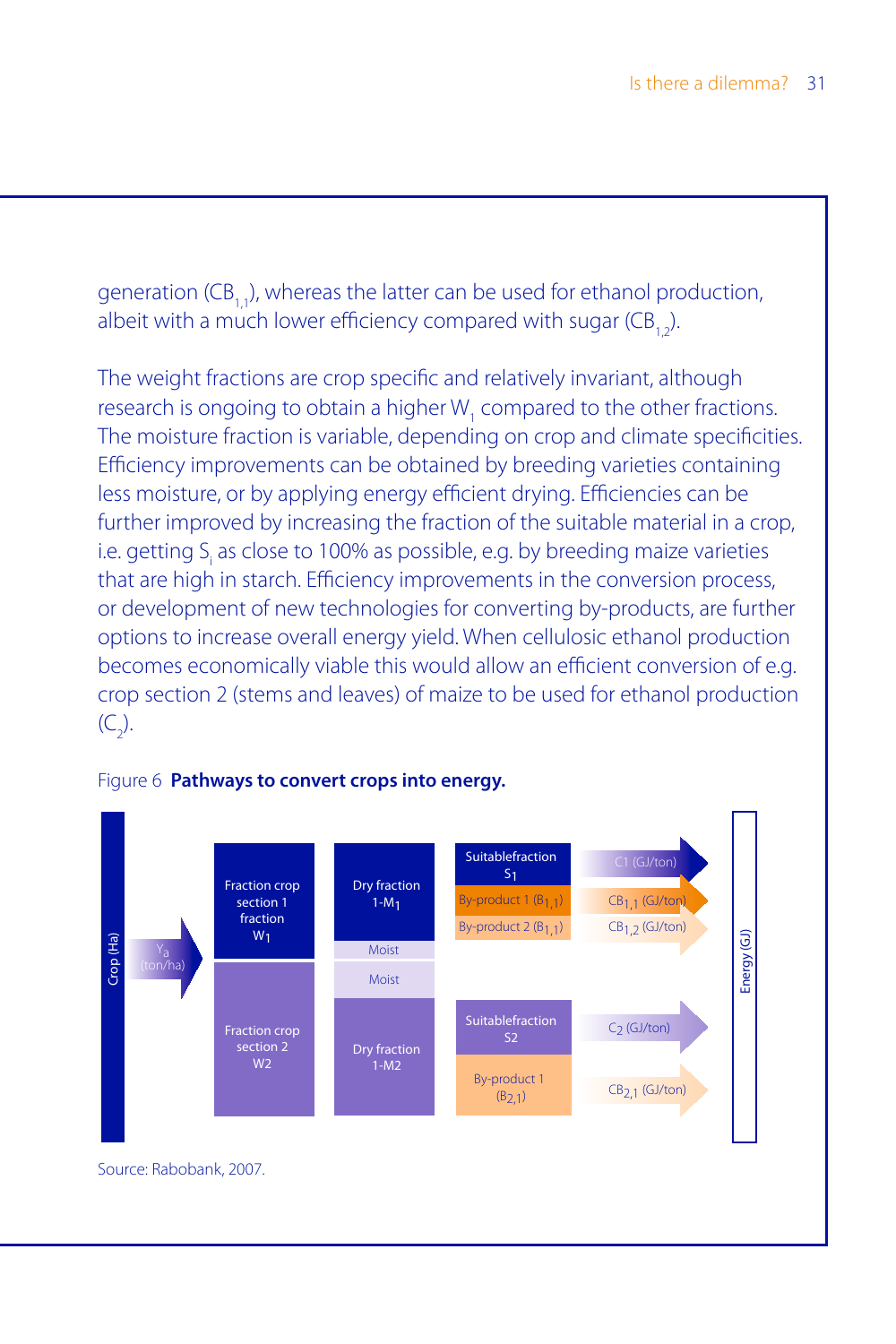generation ($CB_{1,1}$), whereas the latter can be used for ethanol production, albeit with a much lower efficiency compared with sugar ($CB_{1,2}$).

The weight fractions are crop specific and relatively invariant, although research is ongoing to obtain a higher $W_1$ compared to the other fractions. The moisture fraction is variable, depending on crop and climate specificities. Efficiency improvements can be obtained by breeding varieties containing less moisture, or by applying energy efficient drying. Efficiencies can be further improved by increasing the fraction of the suitable material in a crop, i.e. getting $S_i$ as close to 100% as possible, e.g. by breeding maize varieties that are high in starch. Efficiency improvements in the conversion process, or development of new technologies for converting by-products, are further options to increase overall energy yield. When cellulosic ethanol production becomes economically viable this would allow an efficient conversion of e.g. crop section 2 (stems and leaves) of maize to be used for ethanol production ($C_2$).

Figure 6 **Pathways to convert crops into energy.**

Crop (Ha) → $Y_a$ (ton/ha) →

- Fraction crop section 1 fraction $W_1$
  - Dry fraction $1\text{-}M_1$
    - Suitablefraction $S_1$ → $C1$ (GJ/ton)
    - By-product 1 ($B_{1,1}$) → $CB_{1,1}$ (GJ/ton)
    - By-product 2 ($B_{1,1}$) → $CB_{1,2}$ (GJ/ton)
  - Moist
- Fraction crop section 2 $W2$
  - Moist
  - Dry fraction $1\text{-}M2$
    - Suitablefraction $S2$ → $C_2$ (GJ/ton)
    - By-product 1 ($B_{2,1}$) → $CB_{2,1}$ (GJ/ton)

→ Energy (GJ)

Source: Rabobank, 2007.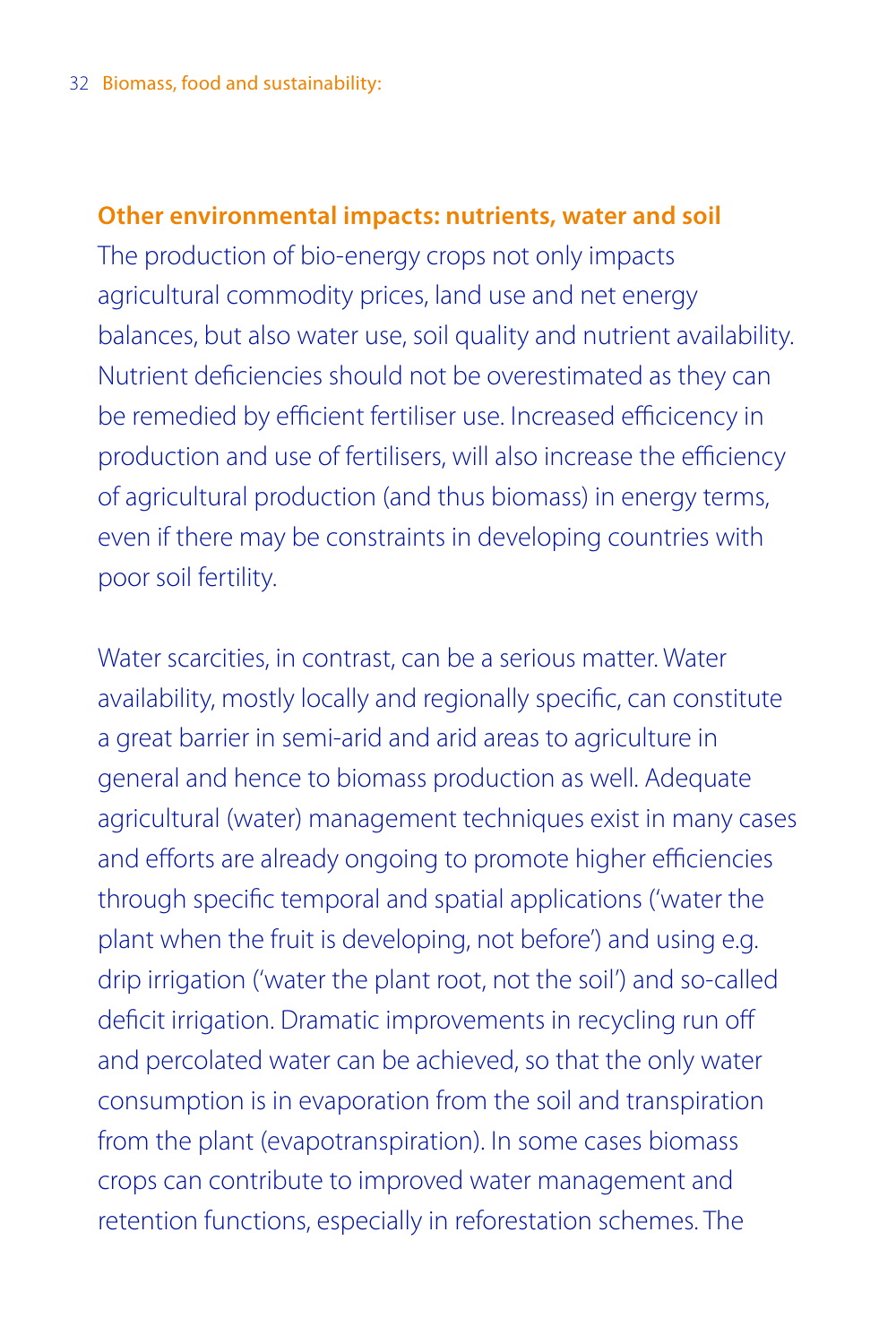### Other environmental impacts: nutrients, water and soil

The production of bio-energy crops not only impacts agricultural commodity prices, land use and net energy balances, but also water use, soil quality and nutrient availability. Nutrient deficiencies should not be overestimated as they can be remedied by efficient fertiliser use. Increased efficicency in production and use of fertilisers, will also increase the efficiency of agricultural production (and thus biomass) in energy terms, even if there may be constraints in developing countries with poor soil fertility.

Water scarcities, in contrast, can be a serious matter. Water availability, mostly locally and regionally specific, can constitute a great barrier in semi-arid and arid areas to agriculture in general and hence to biomass production as well. Adequate agricultural (water) management techniques exist in many cases and efforts are already ongoing to promote higher efficiencies through specific temporal and spatial applications ('water the plant when the fruit is developing, not before') and using e.g. drip irrigation ('water the plant root, not the soil') and so-called deficit irrigation. Dramatic improvements in recycling run off and percolated water can be achieved, so that the only water consumption is in evaporation from the soil and transpiration from the plant (evapotranspiration). In some cases biomass crops can contribute to improved water management and retention functions, especially in reforestation schemes. The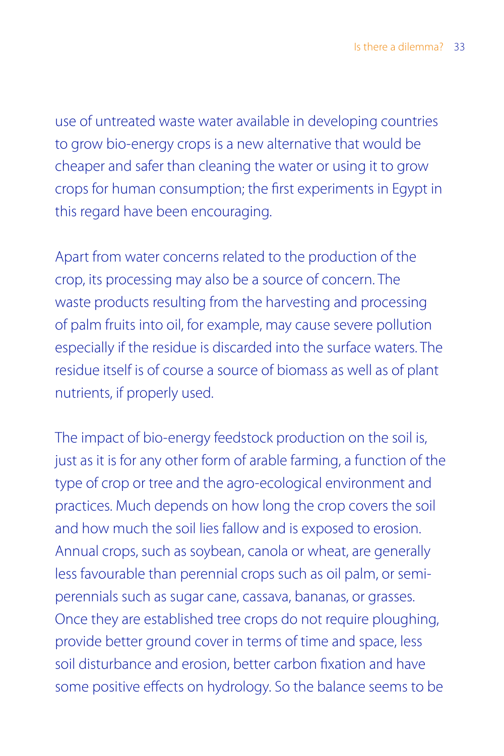use of untreated waste water available in developing countries to grow bio-energy crops is a new alternative that would be cheaper and safer than cleaning the water or using it to grow crops for human consumption; the first experiments in Egypt in this regard have been encouraging.

Apart from water concerns related to the production of the crop, its processing may also be a source of concern. The waste products resulting from the harvesting and processing of palm fruits into oil, for example, may cause severe pollution especially if the residue is discarded into the surface waters. The residue itself is of course a source of biomass as well as of plant nutrients, if properly used.

The impact of bio-energy feedstock production on the soil is, just as it is for any other form of arable farming, a function of the type of crop or tree and the agro-ecological environment and practices. Much depends on how long the crop covers the soil and how much the soil lies fallow and is exposed to erosion. Annual crops, such as soybean, canola or wheat, are generally less favourable than perennial crops such as oil palm, or semi-perennials such as sugar cane, cassava, bananas, or grasses. Once they are established tree crops do not require ploughing, provide better ground cover in terms of time and space, less soil disturbance and erosion, better carbon fixation and have some positive effects on hydrology. So the balance seems to be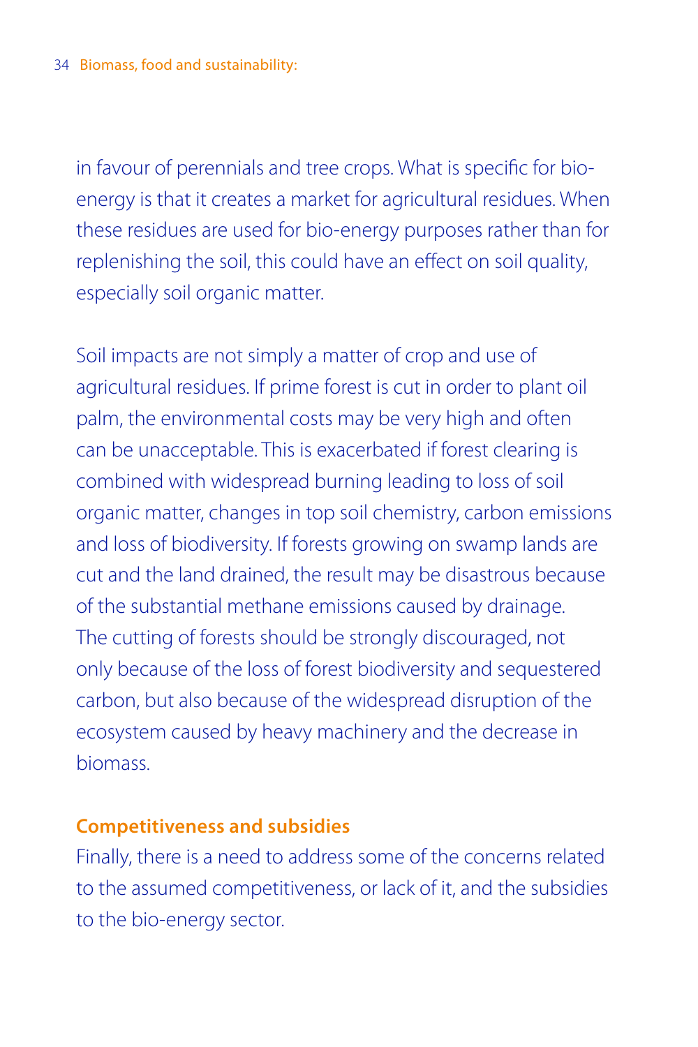in favour of perennials and tree crops. What is specific for bio-energy is that it creates a market for agricultural residues. When these residues are used for bio-energy purposes rather than for replenishing the soil, this could have an effect on soil quality, especially soil organic matter.

Soil impacts are not simply a matter of crop and use of agricultural residues. If prime forest is cut in order to plant oil palm, the environmental costs may be very high and often can be unacceptable. This is exacerbated if forest clearing is combined with widespread burning leading to loss of soil organic matter, changes in top soil chemistry, carbon emissions and loss of biodiversity. If forests growing on swamp lands are cut and the land drained, the result may be disastrous because of the substantial methane emissions caused by drainage. The cutting of forests should be strongly discouraged, not only because of the loss of forest biodiversity and sequestered carbon, but also because of the widespread disruption of the ecosystem caused by heavy machinery and the decrease in biomass.

### Competitiveness and subsidies

Finally, there is a need to address some of the concerns related to the assumed competitiveness, or lack of it, and the subsidies to the bio-energy sector.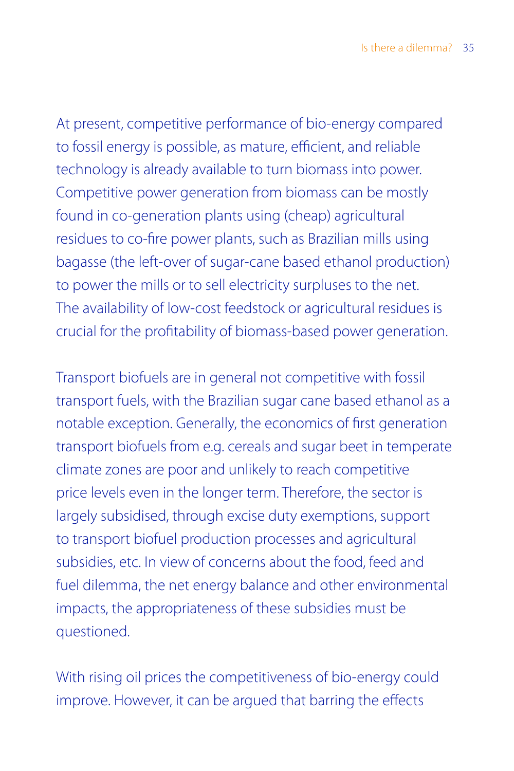At present, competitive performance of bio-energy compared to fossil energy is possible, as mature, efficient, and reliable technology is already available to turn biomass into power. Competitive power generation from biomass can be mostly found in co-generation plants using (cheap) agricultural residues to co-fire power plants, such as Brazilian mills using bagasse (the left-over of sugar-cane based ethanol production) to power the mills or to sell electricity surpluses to the net. The availability of low-cost feedstock or agricultural residues is crucial for the profitability of biomass-based power generation.

Transport biofuels are in general not competitive with fossil transport fuels, with the Brazilian sugar cane based ethanol as a notable exception. Generally, the economics of first generation transport biofuels from e.g. cereals and sugar beet in temperate climate zones are poor and unlikely to reach competitive price levels even in the longer term. Therefore, the sector is largely subsidised, through excise duty exemptions, support to transport biofuel production processes and agricultural subsidies, etc. In view of concerns about the food, feed and fuel dilemma, the net energy balance and other environmental impacts, the appropriateness of these subsidies must be questioned.

With rising oil prices the competitiveness of bio-energy could improve. However, it can be argued that barring the effects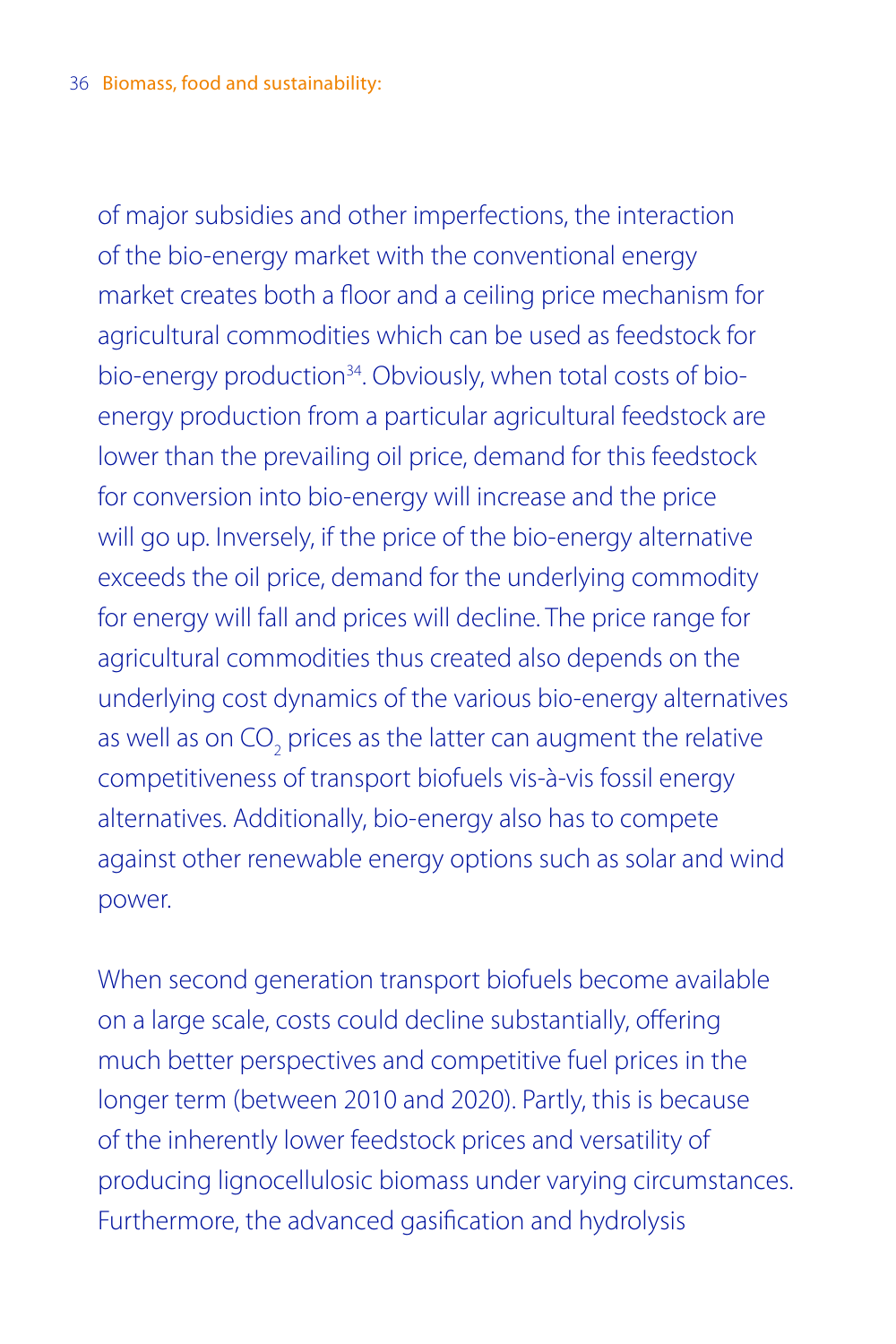of major subsidies and other imperfections, the interaction of the bio-energy market with the conventional energy market creates both a floor and a ceiling price mechanism for agricultural commodities which can be used as feedstock for bio-energy production[34]. Obviously, when total costs of bio-energy production from a particular agricultural feedstock are lower than the prevailing oil price, demand for this feedstock for conversion into bio-energy will increase and the price will go up. Inversely, if the price of the bio-energy alternative exceeds the oil price, demand for the underlying commodity for energy will fall and prices will decline. The price range for agricultural commodities thus created also depends on the underlying cost dynamics of the various bio-energy alternatives as well as on $CO_2$ prices as the latter can augment the relative competitiveness of transport biofuels vis-à-vis fossil energy alternatives. Additionally, bio-energy also has to compete against other renewable energy options such as solar and wind power.

When second generation transport biofuels become available on a large scale, costs could decline substantially, offering much better perspectives and competitive fuel prices in the longer term (between 2010 and 2020). Partly, this is because of the inherently lower feedstock prices and versatility of producing lignocellulosic biomass under varying circumstances. Furthermore, the advanced gasification and hydrolysis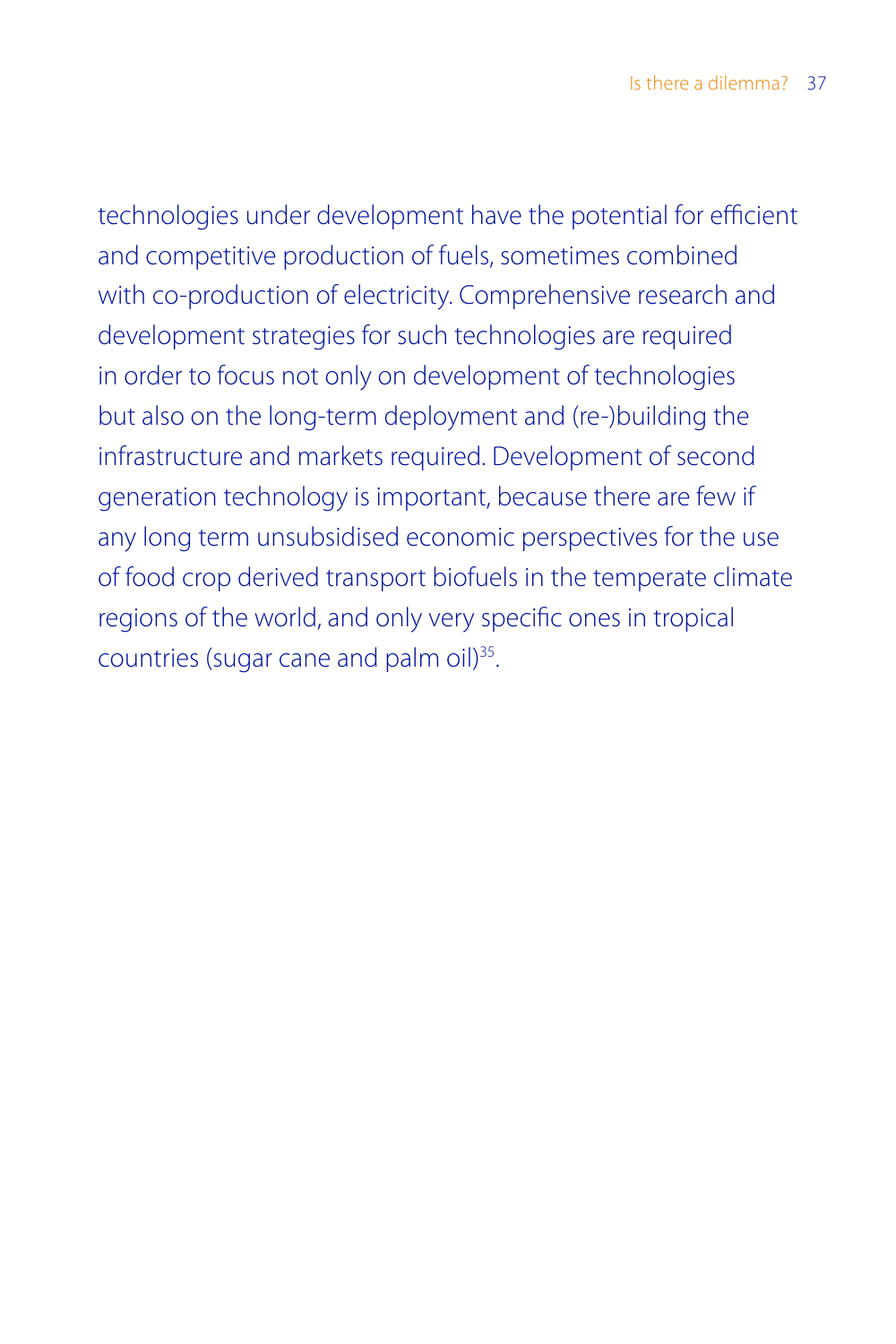technologies under development have the potential for efficient and competitive production of fuels, sometimes combined with co-production of electricity. Comprehensive research and development strategies for such technologies are required in order to focus not only on development of technologies but also on the long-term deployment and (re-)building the infrastructure and markets required. Development of second generation technology is important, because there are few if any long term unsubsidised economic perspectives for the use of food crop derived transport biofuels in the temperate climate regions of the world, and only very specific ones in tropical countries (sugar cane and palm oil)[35].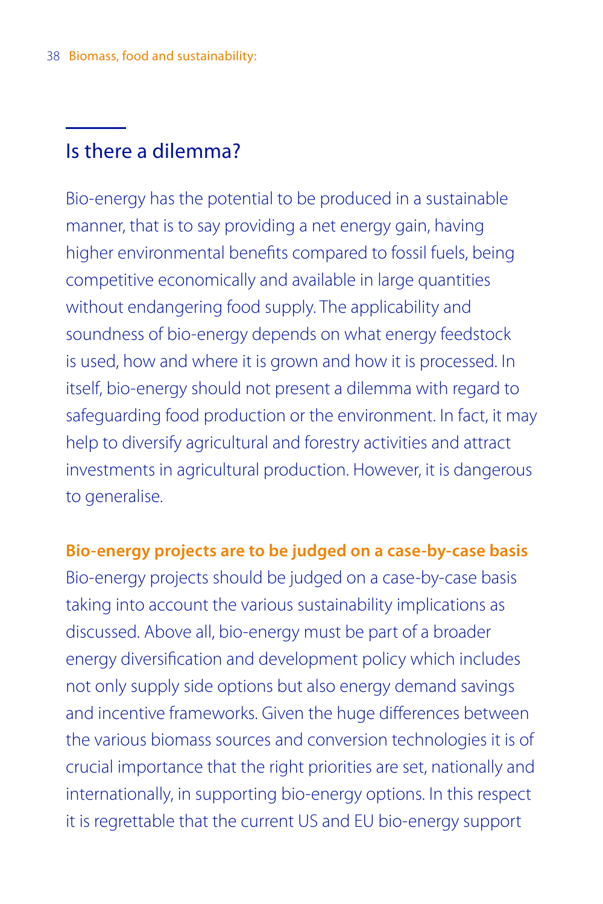## Is there a dilemma?

Bio-energy has the potential to be produced in a sustainable manner, that is to say providing a net energy gain, having higher environmental benefits compared to fossil fuels, being competitive economically and available in large quantities without endangering food supply. The applicability and soundness of bio-energy depends on what energy feedstock is used, how and where it is grown and how it is processed. In itself, bio-energy should not present a dilemma with regard to safeguarding food production or the environment. In fact, it may help to diversify agricultural and forestry activities and attract investments in agricultural production. However, it is dangerous to generalise.

**Bio-energy projects are to be judged on a case-by-case basis**

Bio-energy projects should be judged on a case-by-case basis taking into account the various sustainability implications as discussed. Above all, bio-energy must be part of a broader energy diversification and development policy which includes not only supply side options but also energy demand savings and incentive frameworks. Given the huge differences between the various biomass sources and conversion technologies it is of crucial importance that the right priorities are set, nationally and internationally, in supporting bio-energy options. In this respect it is regrettable that the current US and EU bio-energy support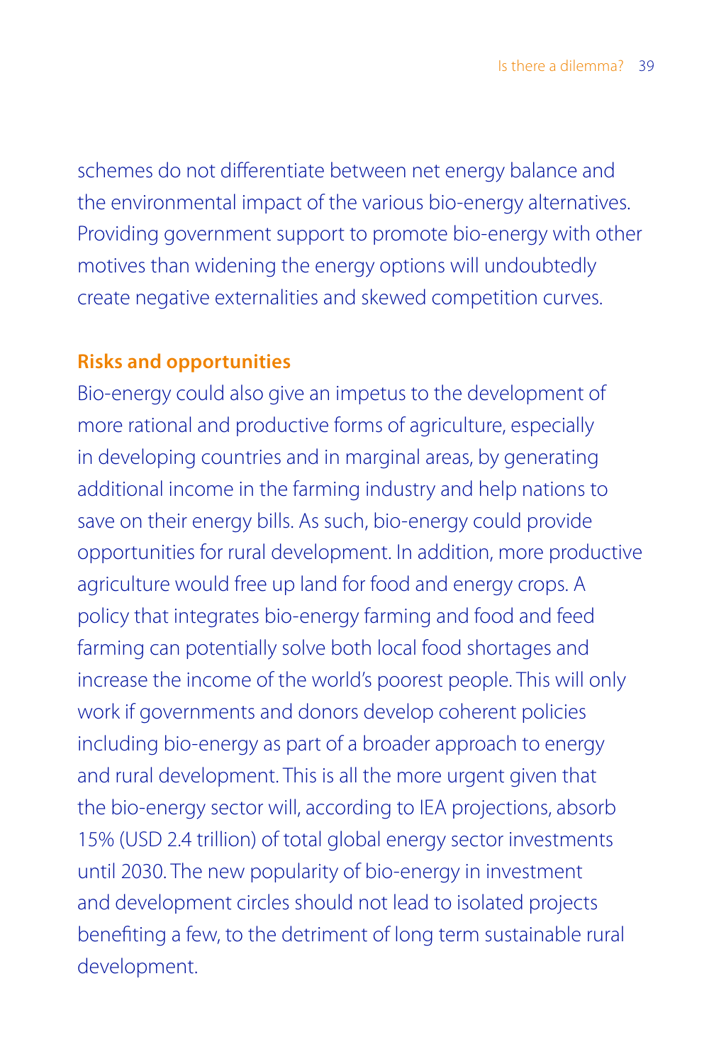schemes do not differentiate between net energy balance and the environmental impact of the various bio-energy alternatives. Providing government support to promote bio-energy with other motives than widening the energy options will undoubtedly create negative externalities and skewed competition curves.

### Risks and opportunities

Bio-energy could also give an impetus to the development of more rational and productive forms of agriculture, especially in developing countries and in marginal areas, by generating additional income in the farming industry and help nations to save on their energy bills. As such, bio-energy could provide opportunities for rural development. In addition, more productive agriculture would free up land for food and energy crops. A policy that integrates bio-energy farming and food and feed farming can potentially solve both local food shortages and increase the income of the world's poorest people. This will only work if governments and donors develop coherent policies including bio-energy as part of a broader approach to energy and rural development. This is all the more urgent given that the bio-energy sector will, according to IEA projections, absorb 15% (USD 2.4 trillion) of total global energy sector investments until 2030. The new popularity of bio-energy in investment and development circles should not lead to isolated projects benefiting a few, to the detriment of long term sustainable rural development.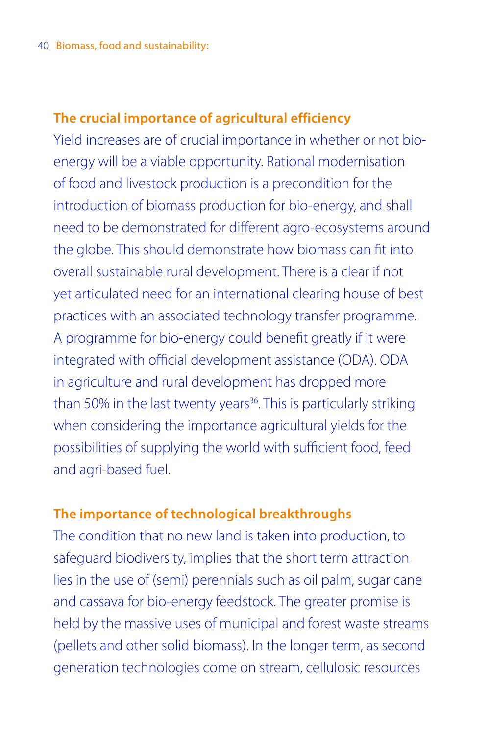### The crucial importance of agricultural efficiency

Yield increases are of crucial importance in whether or not bio-energy will be a viable opportunity. Rational modernisation of food and livestock production is a precondition for the introduction of biomass production for bio-energy, and shall need to be demonstrated for different agro-ecosystems around the globe. This should demonstrate how biomass can fit into overall sustainable rural development. There is a clear if not yet articulated need for an international clearing house of best practices with an associated technology transfer programme. A programme for bio-energy could benefit greatly if it were integrated with official development assistance (ODA). ODA in agriculture and rural development has dropped more than 50% in the last twenty years[36]. This is particularly striking when considering the importance agricultural yields for the possibilities of supplying the world with sufficient food, feed and agri-based fuel.

### The importance of technological breakthroughs

The condition that no new land is taken into production, to safeguard biodiversity, implies that the short term attraction lies in the use of (semi) perennials such as oil palm, sugar cane and cassava for bio-energy feedstock. The greater promise is held by the massive uses of municipal and forest waste streams (pellets and other solid biomass). In the longer term, as second generation technologies come on stream, cellulosic resources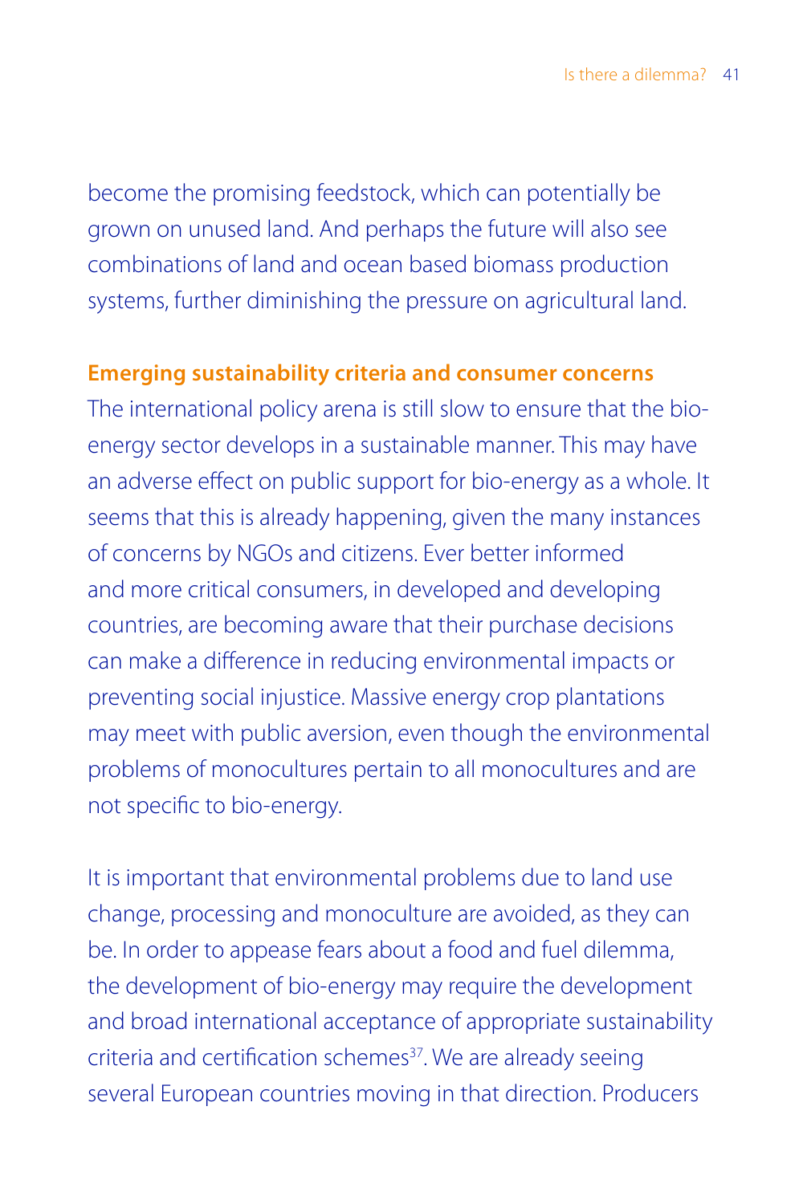become the promising feedstock, which can potentially be grown on unused land. And perhaps the future will also see combinations of land and ocean based biomass production systems, further diminishing the pressure on agricultural land.

**Emerging sustainability criteria and consumer concerns**

The international policy arena is still slow to ensure that the bio-energy sector develops in a sustainable manner. This may have an adverse effect on public support for bio-energy as a whole. It seems that this is already happening, given the many instances of concerns by NGOs and citizens. Ever better informed and more critical consumers, in developed and developing countries, are becoming aware that their purchase decisions can make a difference in reducing environmental impacts or preventing social injustice. Massive energy crop plantations may meet with public aversion, even though the environmental problems of monocultures pertain to all monocultures and are not specific to bio-energy.

It is important that environmental problems due to land use change, processing and monoculture are avoided, as they can be. In order to appease fears about a food and fuel dilemma, the development of bio-energy may require the development and broad international acceptance of appropriate sustainability criteria and certification schemes[37]. We are already seeing several European countries moving in that direction. Producers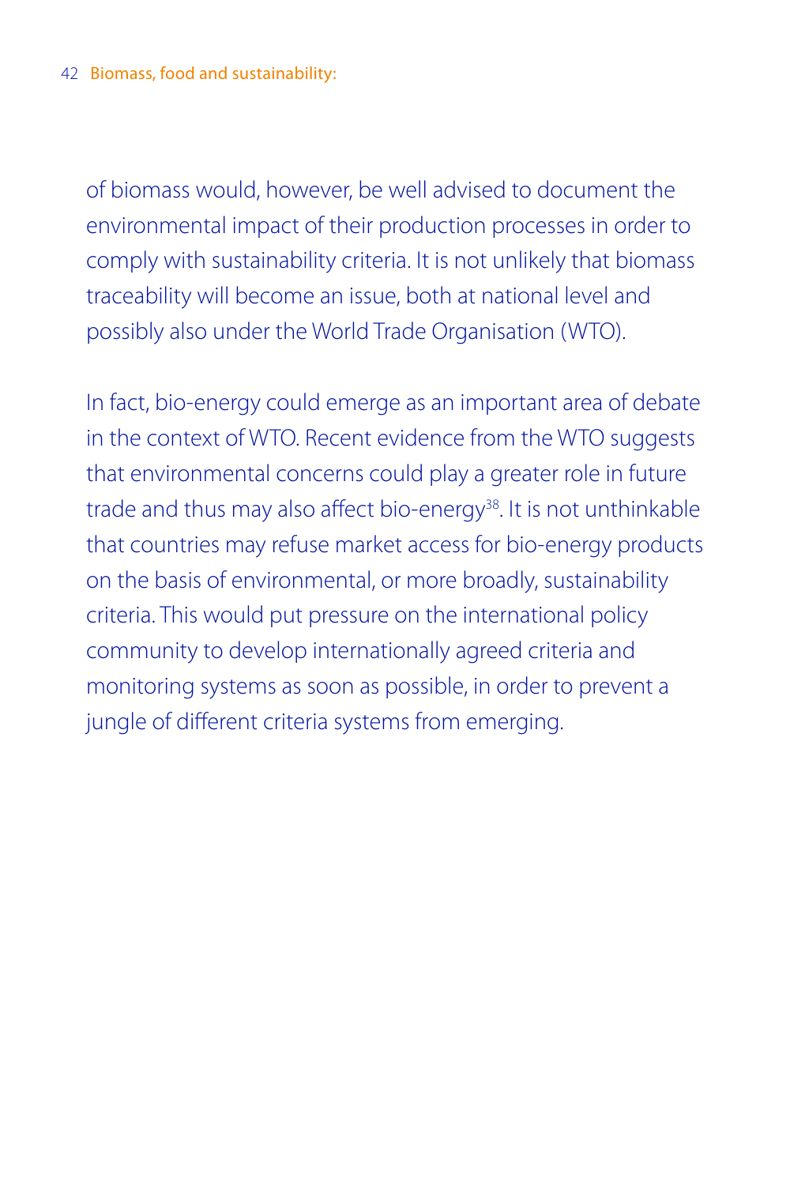of biomass would, however, be well advised to document the environmental impact of their production processes in order to comply with sustainability criteria. It is not unlikely that biomass traceability will become an issue, both at national level and possibly also under the World Trade Organisation (WTO).

In fact, bio-energy could emerge as an important area of debate in the context of WTO. Recent evidence from the WTO suggests that environmental concerns could play a greater role in future trade and thus may also affect bio-energy[38]. It is not unthinkable that countries may refuse market access for bio-energy products on the basis of environmental, or more broadly, sustainability criteria. This would put pressure on the international policy community to develop internationally agreed criteria and monitoring systems as soon as possible, in order to prevent a jungle of different criteria systems from emerging.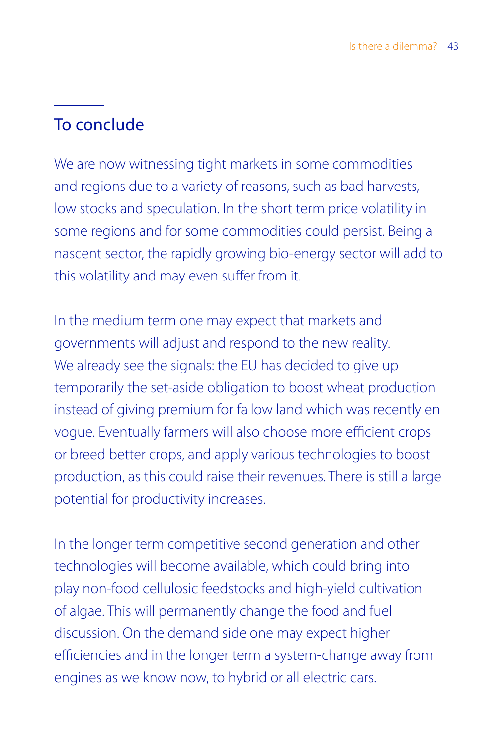## To conclude

We are now witnessing tight markets in some commodities and regions due to a variety of reasons, such as bad harvests, low stocks and speculation. In the short term price volatility in some regions and for some commodities could persist. Being a nascent sector, the rapidly growing bio-energy sector will add to this volatility and may even suffer from it.

In the medium term one may expect that markets and governments will adjust and respond to the new reality. We already see the signals: the EU has decided to give up temporarily the set-aside obligation to boost wheat production instead of giving premium for fallow land which was recently en vogue. Eventually farmers will also choose more efficient crops or breed better crops, and apply various technologies to boost production, as this could raise their revenues. There is still a large potential for productivity increases.

In the longer term competitive second generation and other technologies will become available, which could bring into play non-food cellulosic feedstocks and high-yield cultivation of algae. This will permanently change the food and fuel discussion. On the demand side one may expect higher efficiencies and in the longer term a system-change away from engines as we know now, to hybrid or all electric cars.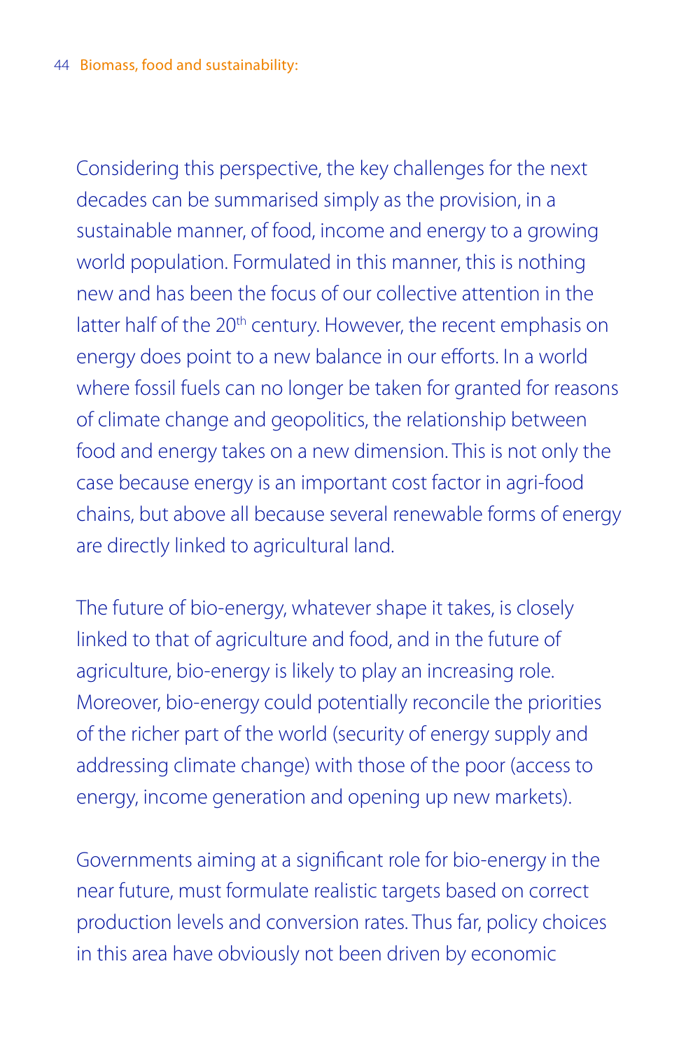Considering this perspective, the key challenges for the next decades can be summarised simply as the provision, in a sustainable manner, of food, income and energy to a growing world population. Formulated in this manner, this is nothing new and has been the focus of our collective attention in the latter half of the 20th century. However, the recent emphasis on energy does point to a new balance in our efforts. In a world where fossil fuels can no longer be taken for granted for reasons of climate change and geopolitics, the relationship between food and energy takes on a new dimension. This is not only the case because energy is an important cost factor in agri-food chains, but above all because several renewable forms of energy are directly linked to agricultural land.

The future of bio-energy, whatever shape it takes, is closely linked to that of agriculture and food, and in the future of agriculture, bio-energy is likely to play an increasing role. Moreover, bio-energy could potentially reconcile the priorities of the richer part of the world (security of energy supply and addressing climate change) with those of the poor (access to energy, income generation and opening up new markets).

Governments aiming at a significant role for bio-energy in the near future, must formulate realistic targets based on correct production levels and conversion rates. Thus far, policy choices in this area have obviously not been driven by economic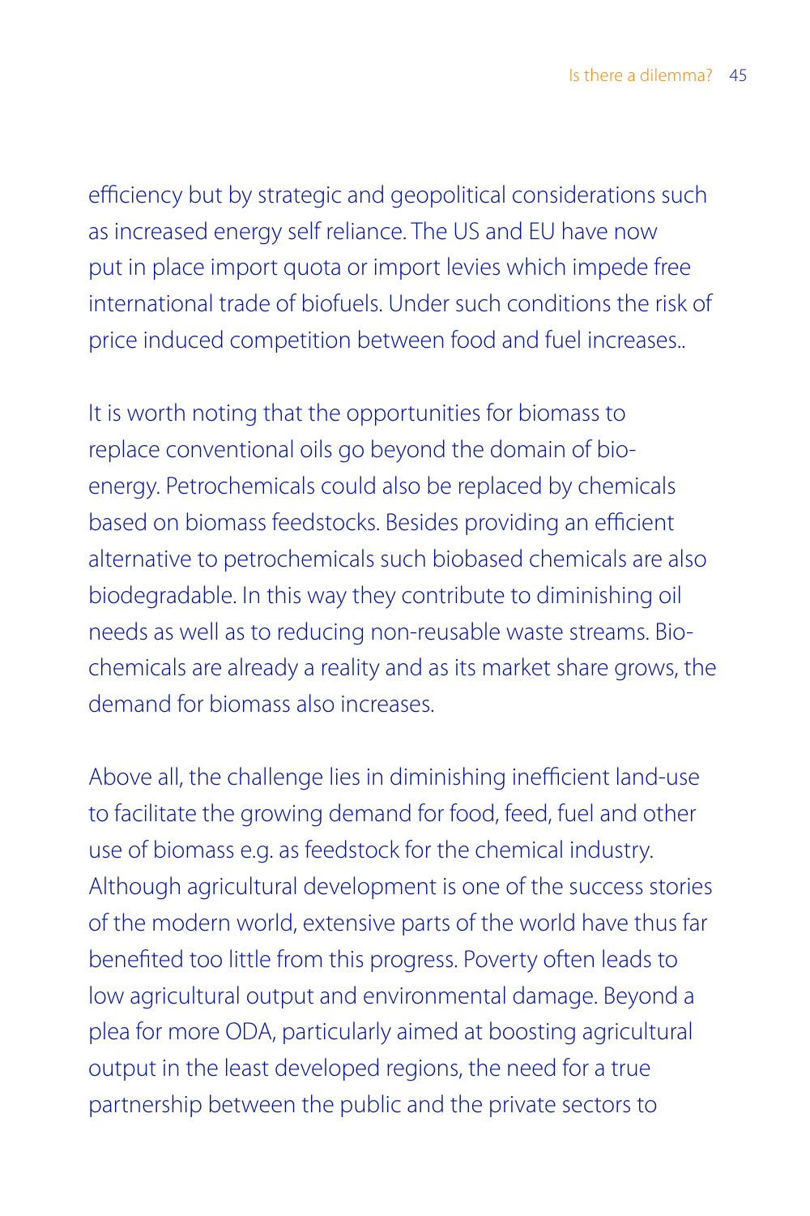efficiency but by strategic and geopolitical considerations such as increased energy self reliance. The US and EU have now put in place import quota or import levies which impede free international trade of biofuels. Under such conditions the risk of price induced competition between food and fuel increases..

It is worth noting that the opportunities for biomass to replace conventional oils go beyond the domain of bio-energy. Petrochemicals could also be replaced by chemicals based on biomass feedstocks. Besides providing an efficient alternative to petrochemicals such biobased chemicals are also biodegradable. In this way they contribute to diminishing oil needs as well as to reducing non-reusable waste streams. Bio-chemicals are already a reality and as its market share grows, the demand for biomass also increases.

Above all, the challenge lies in diminishing inefficient land-use to facilitate the growing demand for food, feed, fuel and other use of biomass e.g. as feedstock for the chemical industry. Although agricultural development is one of the success stories of the modern world, extensive parts of the world have thus far benefited too little from this progress. Poverty often leads to low agricultural output and environmental damage. Beyond a plea for more ODA, particularly aimed at boosting agricultural output in the least developed regions, the need for a true partnership between the public and the private sectors to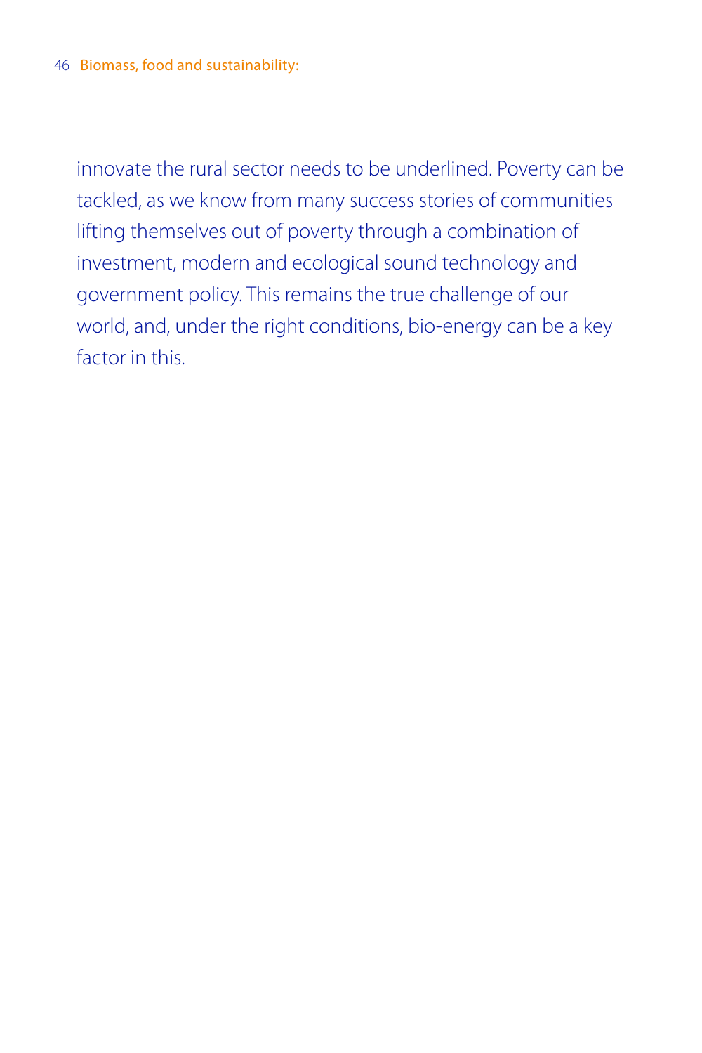innovate the rural sector needs to be underlined. Poverty can be tackled, as we know from many success stories of communities lifting themselves out of poverty through a combination of investment, modern and ecological sound technology and government policy. This remains the true challenge of our world, and, under the right conditions, bio-energy can be a key factor in this.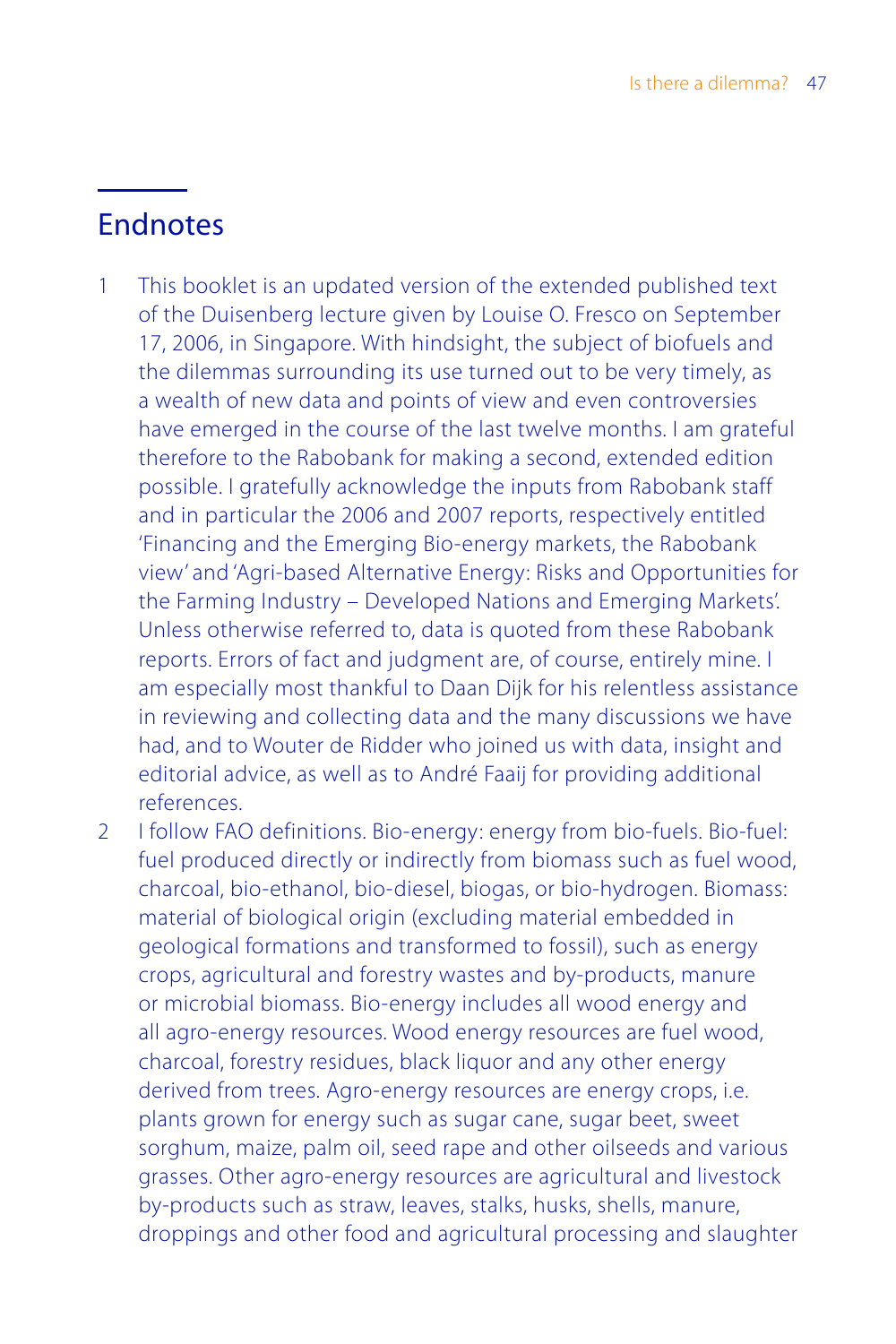## Endnotes

1. This booklet is an updated version of the extended published text of the Duisenberg lecture given by Louise O. Fresco on September 17, 2006, in Singapore. With hindsight, the subject of biofuels and the dilemmas surrounding its use turned out to be very timely, as a wealth of new data and points of view and even controversies have emerged in the course of the last twelve months. I am grateful therefore to the Rabobank for making a second, extended edition possible. I gratefully acknowledge the inputs from Rabobank staff and in particular the 2006 and 2007 reports, respectively entitled 'Financing and the Emerging Bio-energy markets, the Rabobank view' and 'Agri-based Alternative Energy: Risks and Opportunities for the Farming Industry – Developed Nations and Emerging Markets'. Unless otherwise referred to, data is quoted from these Rabobank reports. Errors of fact and judgment are, of course, entirely mine. I am especially most thankful to Daan Dijk for his relentless assistance in reviewing and collecting data and the many discussions we have had, and to Wouter de Ridder who joined us with data, insight and editorial advice, as well as to André Faaij for providing additional references.
2. I follow FAO definitions. Bio-energy: energy from bio-fuels. Bio-fuel: fuel produced directly or indirectly from biomass such as fuel wood, charcoal, bio-ethanol, bio-diesel, biogas, or bio-hydrogen. Biomass: material of biological origin (excluding material embedded in geological formations and transformed to fossil), such as energy crops, agricultural and forestry wastes and by-products, manure or microbial biomass. Bio-energy includes all wood energy and all agro-energy resources. Wood energy resources are fuel wood, charcoal, forestry residues, black liquor and any other energy derived from trees. Agro-energy resources are energy crops, i.e. plants grown for energy such as sugar cane, sugar beet, sweet sorghum, maize, palm oil, seed rape and other oilseeds and various grasses. Other agro-energy resources are agricultural and livestock by-products such as straw, leaves, stalks, husks, shells, manure, droppings and other food and agricultural processing and slaughter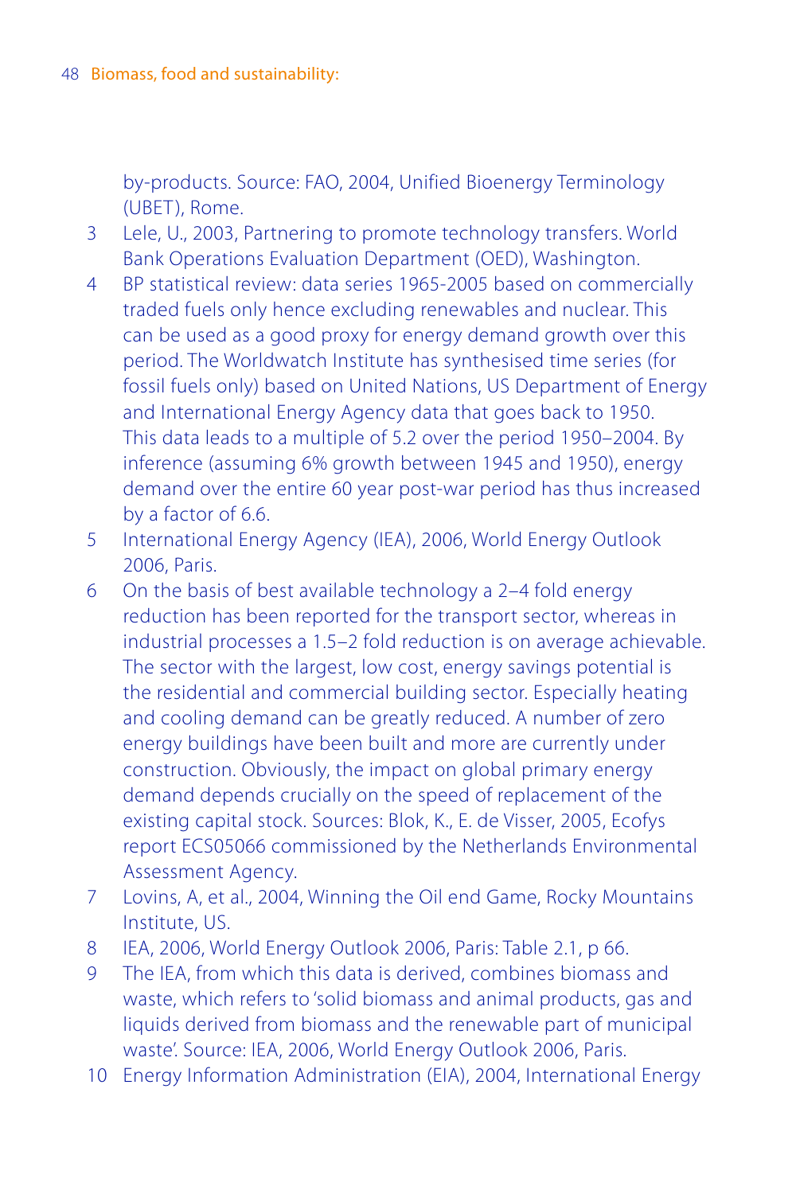by-products. Source: FAO, 2004, Unified Bioenergy Terminology (UBET), Rome.

3 Lele, U., 2003, Partnering to promote technology transfers. World Bank Operations Evaluation Department (OED), Washington.

4 BP statistical review: data series 1965-2005 based on commercially traded fuels only hence excluding renewables and nuclear. This can be used as a good proxy for energy demand growth over this period. The Worldwatch Institute has synthesised time series (for fossil fuels only) based on United Nations, US Department of Energy and International Energy Agency data that goes back to 1950. This data leads to a multiple of 5.2 over the period 1950–2004. By inference (assuming 6% growth between 1945 and 1950), energy demand over the entire 60 year post-war period has thus increased by a factor of 6.6.

5 International Energy Agency (IEA), 2006, World Energy Outlook 2006, Paris.

6 On the basis of best available technology a 2–4 fold energy reduction has been reported for the transport sector, whereas in industrial processes a 1.5–2 fold reduction is on average achievable. The sector with the largest, low cost, energy savings potential is the residential and commercial building sector. Especially heating and cooling demand can be greatly reduced. A number of zero energy buildings have been built and more are currently under construction. Obviously, the impact on global primary energy demand depends crucially on the speed of replacement of the existing capital stock. Sources: Blok, K., E. de Visser, 2005, Ecofys report ECS05066 commissioned by the Netherlands Environmental Assessment Agency.

7 Lovins, A, et al., 2004, Winning the Oil end Game, Rocky Mountains Institute, US.

8 IEA, 2006, World Energy Outlook 2006, Paris: Table 2.1, p 66.

9 The IEA, from which this data is derived, combines biomass and waste, which refers to 'solid biomass and animal products, gas and liquids derived from biomass and the renewable part of municipal waste'. Source: IEA, 2006, World Energy Outlook 2006, Paris.

10 Energy Information Administration (EIA), 2004, International Energy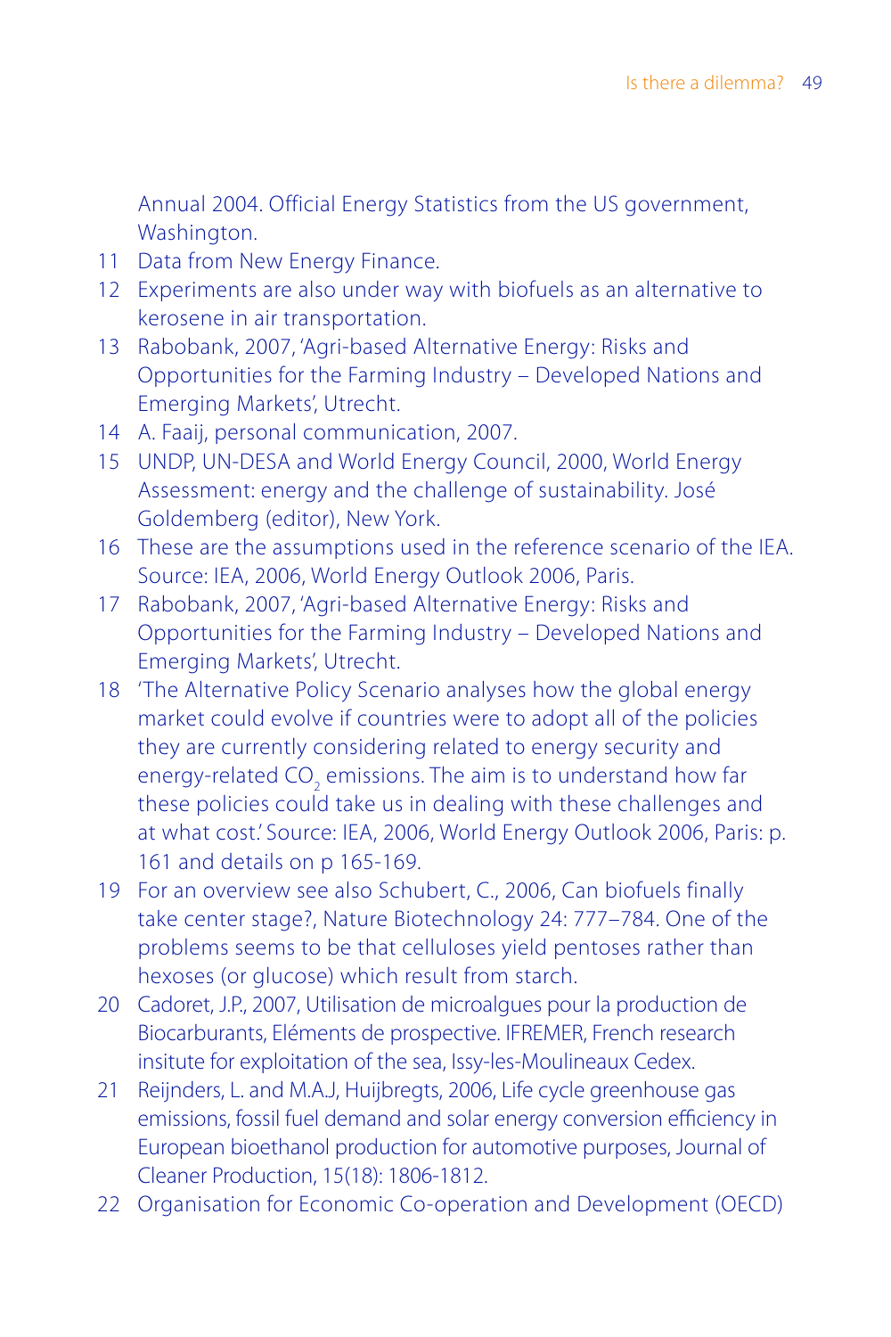Annual 2004. Official Energy Statistics from the US government, Washington.

11 Data from New Energy Finance.

12 Experiments are also under way with biofuels as an alternative to kerosene in air transportation.

13 Rabobank, 2007, 'Agri-based Alternative Energy: Risks and Opportunities for the Farming Industry – Developed Nations and Emerging Markets', Utrecht.

14 A. Faaij, personal communication, 2007.

15 UNDP, UN-DESA and World Energy Council, 2000, World Energy Assessment: energy and the challenge of sustainability. José Goldemberg (editor), New York.

16 These are the assumptions used in the reference scenario of the IEA. Source: IEA, 2006, World Energy Outlook 2006, Paris.

17 Rabobank, 2007, 'Agri-based Alternative Energy: Risks and Opportunities for the Farming Industry – Developed Nations and Emerging Markets', Utrecht.

18 'The Alternative Policy Scenario analyses how the global energy market could evolve if countries were to adopt all of the policies they are currently considering related to energy security and energy-related $CO_2$ emissions. The aim is to understand how far these policies could take us in dealing with these challenges and at what cost.' Source: IEA, 2006, World Energy Outlook 2006, Paris: p. 161 and details on p 165-169.

19 For an overview see also Schubert, C., 2006, Can biofuels finally take center stage?, Nature Biotechnology 24: 777–784. One of the problems seems to be that celluloses yield pentoses rather than hexoses (or glucose) which result from starch.

20 Cadoret, J.P., 2007, Utilisation de microalgues pour la production de Biocarburants, Eléments de prospective. IFREMER, French research insitute for exploitation of the sea, Issy-les-Moulineaux Cedex.

21 Reijnders, L. and M.A.J, Huijbregts, 2006, Life cycle greenhouse gas emissions, fossil fuel demand and solar energy conversion efficiency in European bioethanol production for automotive purposes, Journal of Cleaner Production, 15(18): 1806-1812.

22 Organisation for Economic Co-operation and Development (OECD)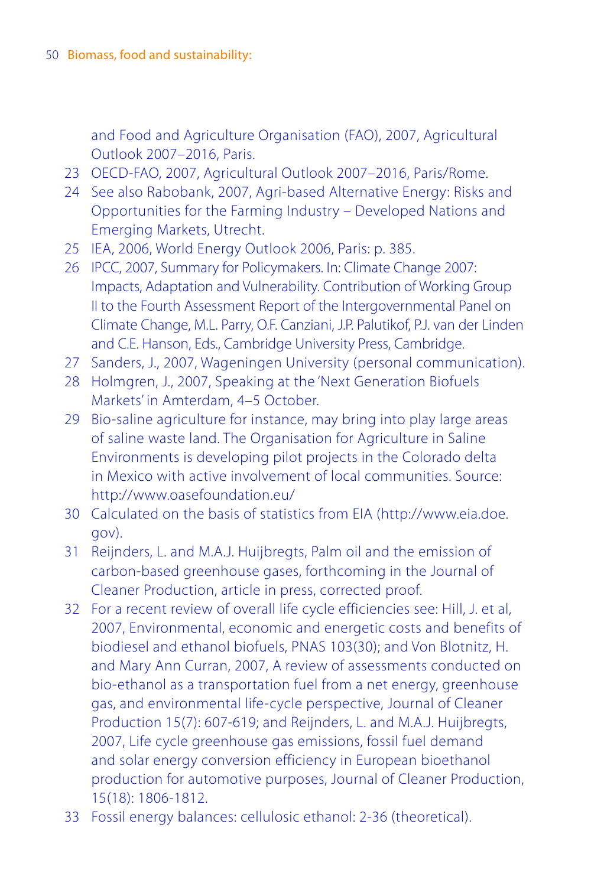and Food and Agriculture Organisation (FAO), 2007, Agricultural Outlook 2007–2016, Paris.

23 OECD-FAO, 2007, Agricultural Outlook 2007–2016, Paris/Rome.

24 See also Rabobank, 2007, Agri-based Alternative Energy: Risks and Opportunities for the Farming Industry – Developed Nations and Emerging Markets, Utrecht.

25 IEA, 2006, World Energy Outlook 2006, Paris: p. 385.

26 IPCC, 2007, Summary for Policymakers. In: Climate Change 2007: Impacts, Adaptation and Vulnerability. Contribution of Working Group II to the Fourth Assessment Report of the Intergovernmental Panel on Climate Change, M.L. Parry, O.F. Canziani, J.P. Palutikof, P.J. van der Linden and C.E. Hanson, Eds., Cambridge University Press, Cambridge.

27 Sanders, J., 2007, Wageningen University (personal communication).

28 Holmgren, J., 2007, Speaking at the 'Next Generation Biofuels Markets' in Amterdam, 4–5 October.

29 Bio-saline agriculture for instance, may bring into play large areas of saline waste land. The Organisation for Agriculture in Saline Environments is developing pilot projects in the Colorado delta in Mexico with active involvement of local communities. Source: http://www.oasefoundation.eu/

30 Calculated on the basis of statistics from EIA (http://www.eia.doe.gov).

31 Reijnders, L. and M.A.J. Huijbregts, Palm oil and the emission of carbon-based greenhouse gases, forthcoming in the Journal of Cleaner Production, article in press, corrected proof.

32 For a recent review of overall life cycle efficiencies see: Hill, J. et al, 2007, Environmental, economic and energetic costs and benefits of biodiesel and ethanol biofuels, PNAS 103(30); and Von Blotnitz, H. and Mary Ann Curran, 2007, A review of assessments conducted on bio-ethanol as a transportation fuel from a net energy, greenhouse gas, and environmental life-cycle perspective, Journal of Cleaner Production 15(7): 607-619; and Reijnders, L. and M.A.J. Huijbregts, 2007, Life cycle greenhouse gas emissions, fossil fuel demand and solar energy conversion efficiency in European bioethanol production for automotive purposes, Journal of Cleaner Production, 15(18): 1806-1812.

33 Fossil energy balances: cellulosic ethanol: 2-36 (theoretical).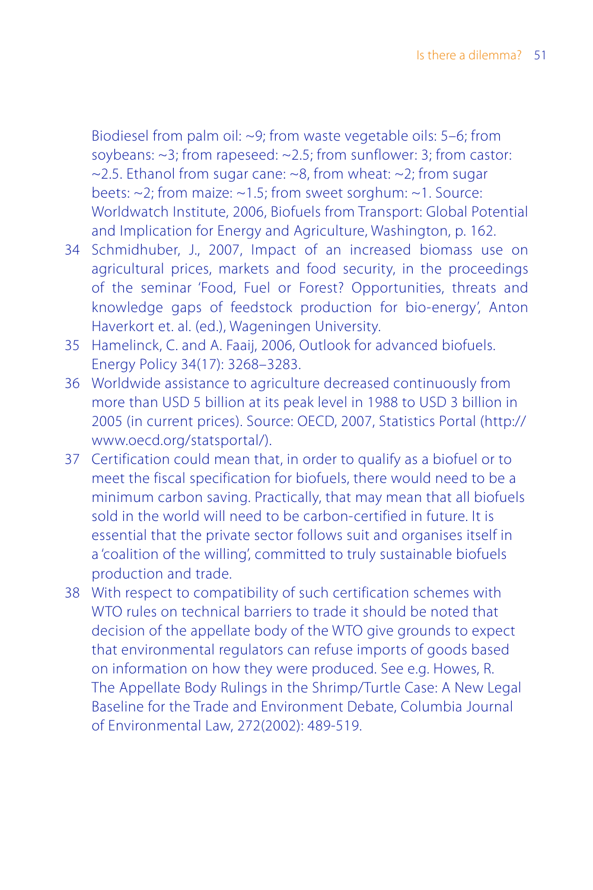Biodiesel from palm oil: ~9; from waste vegetable oils: 5–6; from soybeans: ~3; from rapeseed: ~2.5; from sunflower: 3; from castor: ~2.5. Ethanol from sugar cane: ~8, from wheat: ~2; from sugar beets: ~2; from maize: ~1.5; from sweet sorghum: ~1. Source: Worldwatch Institute, 2006, Biofuels from Transport: Global Potential and Implication for Energy and Agriculture, Washington, p. 162.

34 Schmidhuber, J., 2007, Impact of an increased biomass use on agricultural prices, markets and food security, in the proceedings of the seminar 'Food, Fuel or Forest? Opportunities, threats and knowledge gaps of feedstock production for bio-energy', Anton Haverkort et. al. (ed.), Wageningen University.

35 Hamelinck, C. and A. Faaij, 2006, Outlook for advanced biofuels. Energy Policy 34(17): 3268–3283.

36 Worldwide assistance to agriculture decreased continuously from more than USD 5 billion at its peak level in 1988 to USD 3 billion in 2005 (in current prices). Source: OECD, 2007, Statistics Portal (http://www.oecd.org/statsportal/).

37 Certification could mean that, in order to qualify as a biofuel or to meet the fiscal specification for biofuels, there would need to be a minimum carbon saving. Practically, that may mean that all biofuels sold in the world will need to be carbon-certified in future. It is essential that the private sector follows suit and organises itself in a 'coalition of the willing', committed to truly sustainable biofuels production and trade.

38 With respect to compatibility of such certification schemes with WTO rules on technical barriers to trade it should be noted that decision of the appellate body of the WTO give grounds to expect that environmental regulators can refuse imports of goods based on information on how they were produced. See e.g. Howes, R. The Appellate Body Rulings in the Shrimp/Turtle Case: A New Legal Baseline for the Trade and Environment Debate, Columbia Journal of Environmental Law, 272(2002): 489-519.